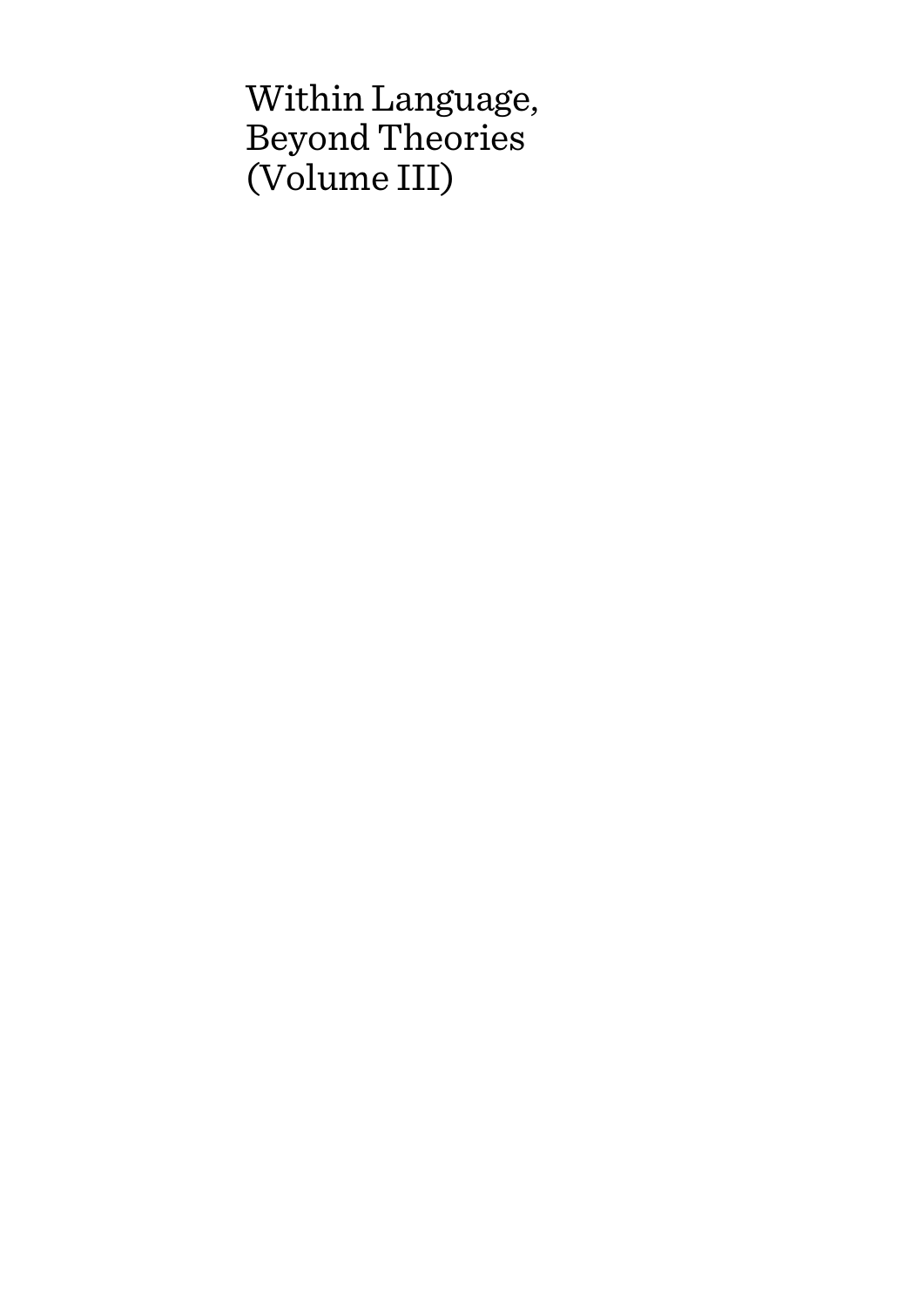# Within Language, Beyond Theories (Volume III)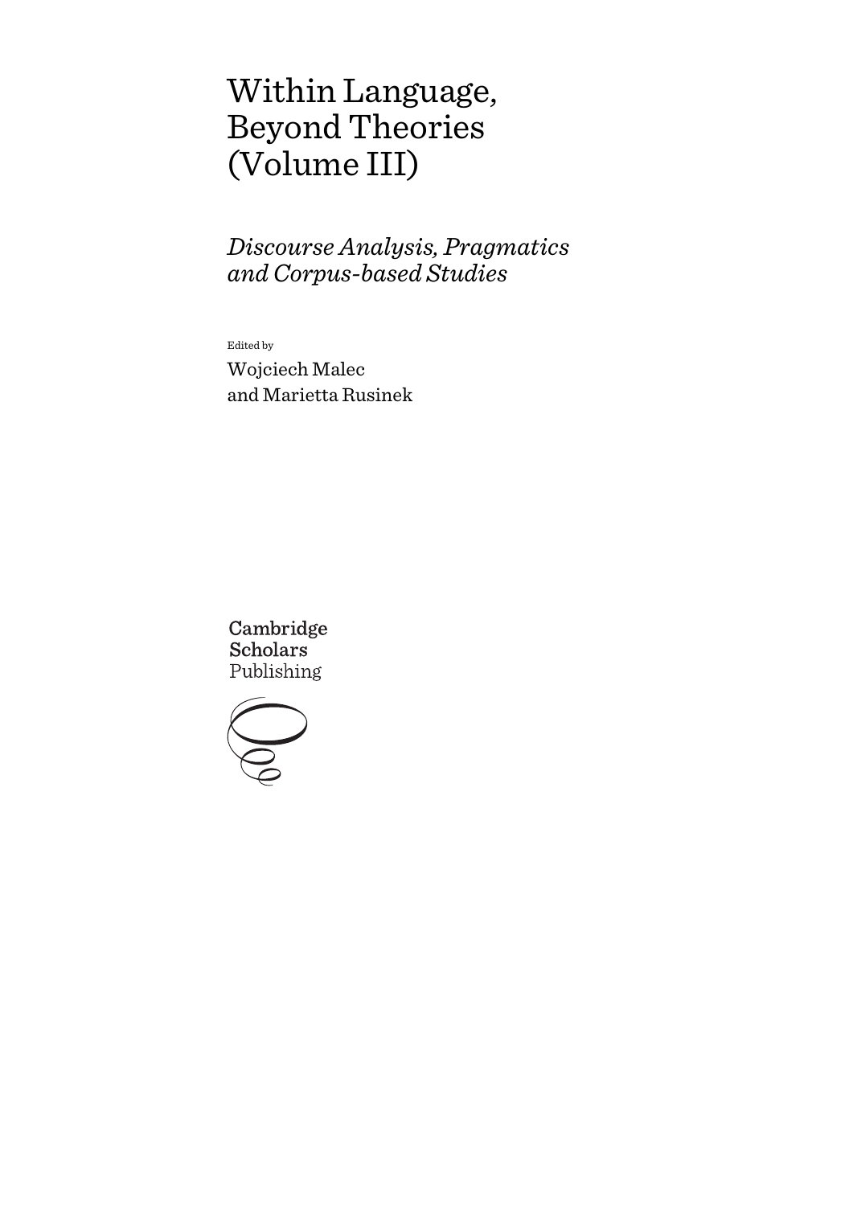# Within Language, Beyond Theories (Volume III)

## *Discourse Analysis, Pragmatics and Corpus-based Studies*

Edited by

Wojciech Malec and Marietta Rusinek

Cambridge Scholars Publishing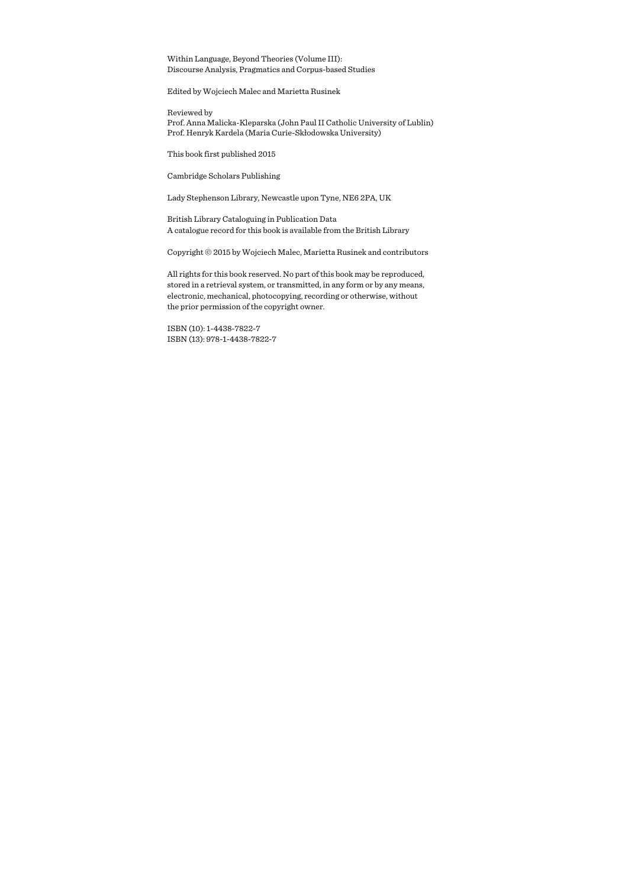Within Language, Beyond Theories (Volume III):
Discourse Analysis, Pragmatics and Corpus-based Studies

Edited by Wojciech Malec and Marietta Rusinek

Reviewed by
Prof. Anna Malicka-Kleparska (John Paul II Catholic University of Lublin)
Prof. Henryk Kardela (Maria Curie-Skłodowska University)

This book first published 2015

Cambridge Scholars Publishing

Lady Stephenson Library, Newcastle upon Tyne, NE6 2PA, UK

British Library Cataloguing in Publication Data
A catalogue record for this book is available from the British Library

Copyright © 2015 by Wojciech Malec, Marietta Rusinek and contributors

All rights for this book reserved. No part of this book may be reproduced, stored in a retrieval system, or transmitted, in any form or by any means, electronic, mechanical, photocopying, recording or otherwise, without the prior permission of the copyright owner.

ISBN (10): 1-4438-7822-7
ISBN (13): 978-1-4438-7822-7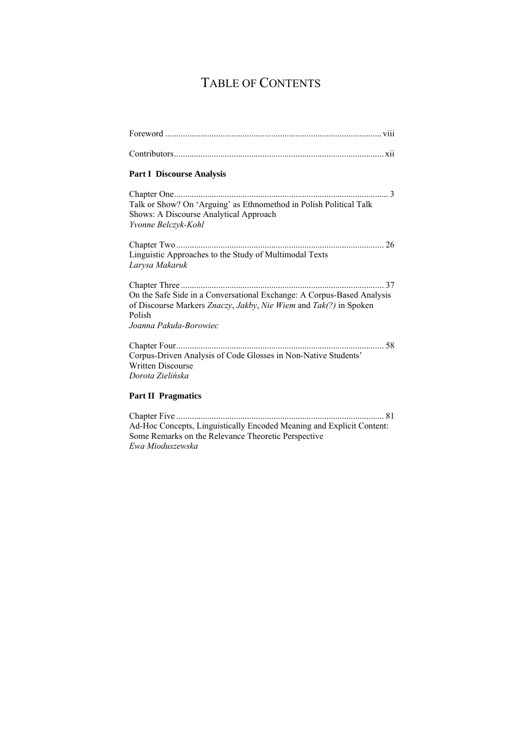# TABLE OF CONTENTS

Foreword ................................................................................................ viii

Contributors............................................................................................. xii

**Part I Discourse Analysis**

Chapter One............................................................................................... 3
Talk or Show? On 'Arguing' as Ethnomethod in Polish Political Talk Shows: A Discourse Analytical Approach
*Yvonne Belczyk-Kohl*

Chapter Two ............................................................................................. 26
Linguistic Approaches to the Study of Multimodal Texts
*Larysa Makaruk*

Chapter Three ........................................................................................... 37
On the Safe Side in a Conversational Exchange: A Corpus-Based Analysis of Discourse Markers *Znaczy*, *Jakby*, *Nie Wiem* and *Tak(?)* in Spoken Polish
*Joanna Pakuła-Borowiec*

Chapter Four ............................................................................................ 58
Corpus-Driven Analysis of Code Glosses in Non-Native Students' Written Discourse
*Dorota Zielińska*

**Part II Pragmatics**

Chapter Five ............................................................................................. 81
Ad-Hoc Concepts, Linguistically Encoded Meaning and Explicit Content: Some Remarks on the Relevance Theoretic Perspective
*Ewa Mioduszewska*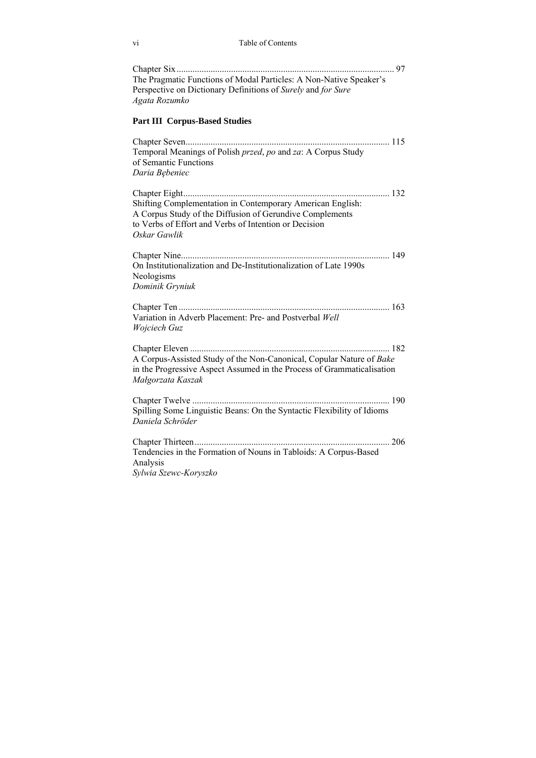Chapter Six ............................................................................................ 97
The Pragmatic Functions of Modal Particles: A Non-Native Speaker's Perspective on Dictionary Definitions of *Surely* and *for Sure*
*Agata Rozumko*

**Part III Corpus-Based Studies**

Chapter Seven........................................................................................ 115
Temporal Meanings of Polish *przed*, *po* and *za*: A Corpus Study of Semantic Functions
*Daria Bębeniec*

Chapter Eight......................................................................................... 132
Shifting Complementation in Contemporary American English: A Corpus Study of the Diffusion of Gerundive Complements to Verbs of Effort and Verbs of Intention or Decision
*Oskar Gawlik*

Chapter Nine.......................................................................................... 149
On Institutionalization and De-Institutionalization of Late 1990s Neologisms
*Dominik Gryniuk*

Chapter Ten ........................................................................................... 163
Variation in Adverb Placement: Pre- and Postverbal *Well*
*Wojciech Guz*

Chapter Eleven ...................................................................................... 182
A Corpus-Assisted Study of the Non-Canonical, Copular Nature of *Bake* in the Progressive Aspect Assumed in the Process of Grammaticalisation
*Małgorzata Kaszak*

Chapter Twelve ..................................................................................... 190
Spilling Some Linguistic Beans: On the Syntactic Flexibility of Idioms
*Daniela Schröder*

Chapter Thirteen.................................................................................... 206
Tendencies in the Formation of Nouns in Tabloids: A Corpus-Based Analysis
*Sylwia Szewc-Koryszko*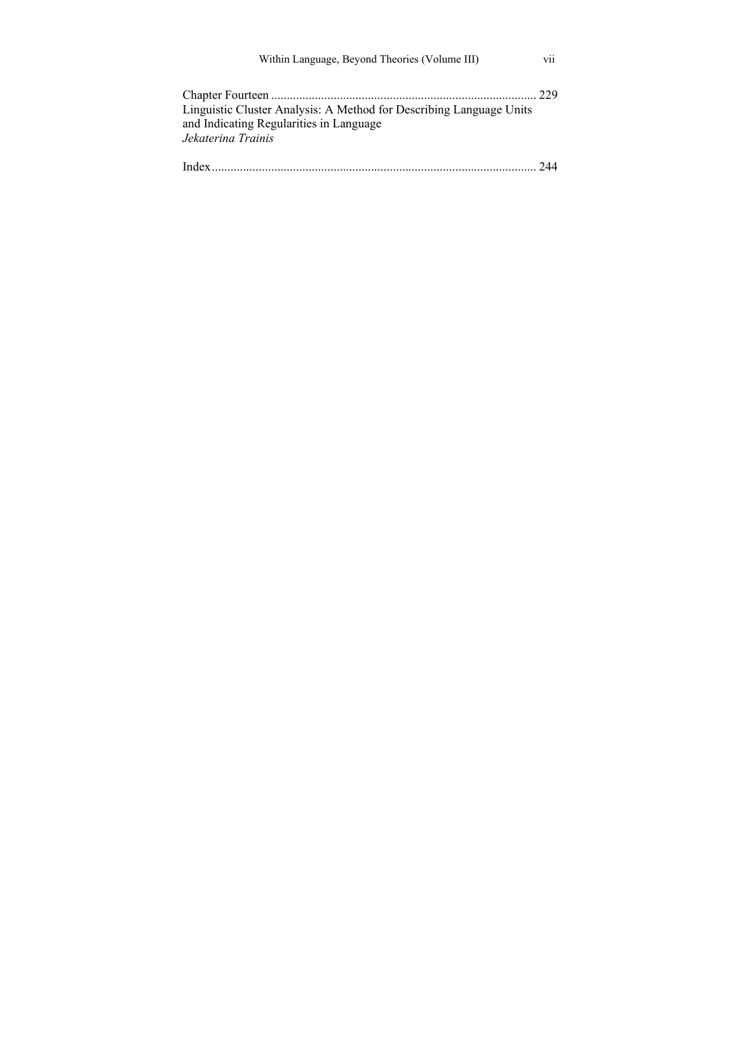Chapter Fourteen ..................................................................................... 229
Linguistic Cluster Analysis: A Method for Describing Language Units and Indicating Regularities in Language
*Jekaterina Trainis*

Index........................................................................................................ 244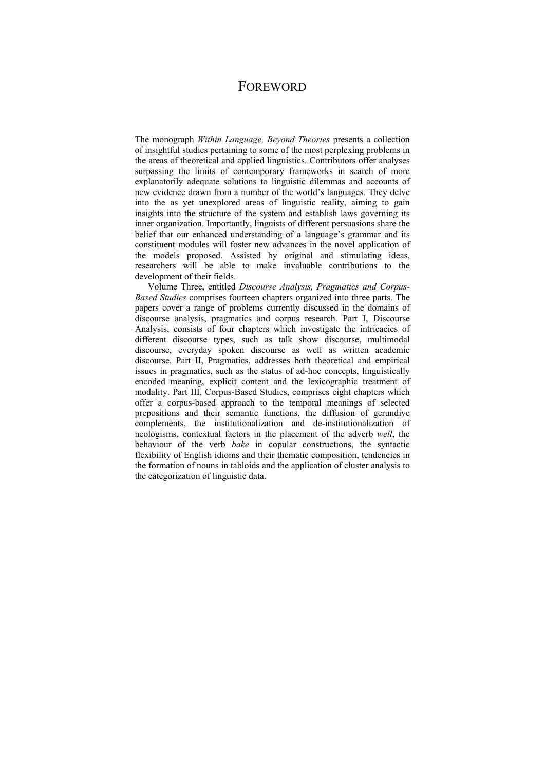# FOREWORD

The monograph *Within Language, Beyond Theories* presents a collection of insightful studies pertaining to some of the most perplexing problems in the areas of theoretical and applied linguistics. Contributors offer analyses surpassing the limits of contemporary frameworks in search of more explanatorily adequate solutions to linguistic dilemmas and accounts of new evidence drawn from a number of the world's languages. They delve into the as yet unexplored areas of linguistic reality, aiming to gain insights into the structure of the system and establish laws governing its inner organization. Importantly, linguists of different persuasions share the belief that our enhanced understanding of a language's grammar and its constituent modules will foster new advances in the novel application of the models proposed. Assisted by original and stimulating ideas, researchers will be able to make invaluable contributions to the development of their fields.

Volume Three, entitled *Discourse Analysis, Pragmatics and Corpus-Based Studies* comprises fourteen chapters organized into three parts. The papers cover a range of problems currently discussed in the domains of discourse analysis, pragmatics and corpus research. Part I, Discourse Analysis, consists of four chapters which investigate the intricacies of different discourse types, such as talk show discourse, multimodal discourse, everyday spoken discourse as well as written academic discourse. Part II, Pragmatics, addresses both theoretical and empirical issues in pragmatics, such as the status of ad-hoc concepts, linguistically encoded meaning, explicit content and the lexicographic treatment of modality. Part III, Corpus-Based Studies, comprises eight chapters which offer a corpus-based approach to the temporal meanings of selected prepositions and their semantic functions, the diffusion of gerundive complements, the institutionalization and de-institutionalization of neologisms, contextual factors in the placement of the adverb *well*, the behaviour of the verb *bake* in copular constructions, the syntactic flexibility of English idioms and their thematic composition, tendencies in the formation of nouns in tabloids and the application of cluster analysis to the categorization of linguistic data.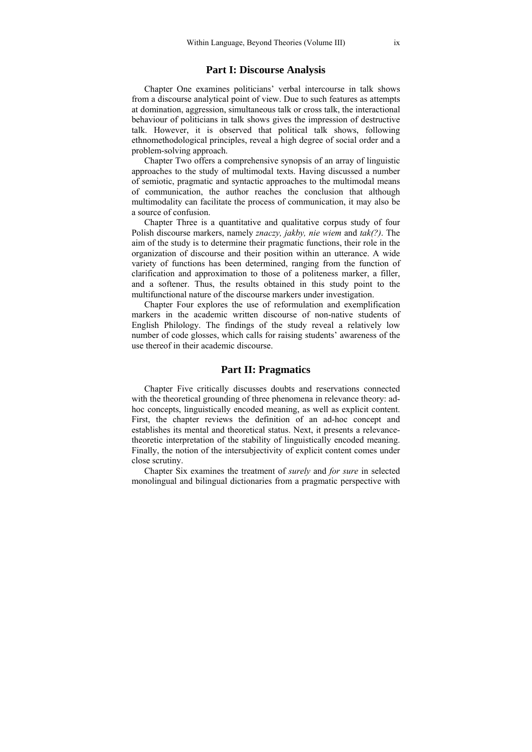## Part I: Discourse Analysis

Chapter One examines politicians' verbal intercourse in talk shows from a discourse analytical point of view. Due to such features as attempts at domination, aggression, simultaneous talk or cross talk, the interactional behaviour of politicians in talk shows gives the impression of destructive talk. However, it is observed that political talk shows, following ethnomethodological principles, reveal a high degree of social order and a problem-solving approach.

Chapter Two offers a comprehensive synopsis of an array of linguistic approaches to the study of multimodal texts. Having discussed a number of semiotic, pragmatic and syntactic approaches to the multimodal means of communication, the author reaches the conclusion that although multimodality can facilitate the process of communication, it may also be a source of confusion.

Chapter Three is a quantitative and qualitative corpus study of four Polish discourse markers, namely *znaczy, jakby, nie wiem* and *tak(?)*. The aim of the study is to determine their pragmatic functions, their role in the organization of discourse and their position within an utterance. A wide variety of functions has been determined, ranging from the function of clarification and approximation to those of a politeness marker, a filler, and a softener. Thus, the results obtained in this study point to the multifunctional nature of the discourse markers under investigation.

Chapter Four explores the use of reformulation and exemplification markers in the academic written discourse of non-native students of English Philology. The findings of the study reveal a relatively low number of code glosses, which calls for raising students' awareness of the use thereof in their academic discourse.

## Part II: Pragmatics

Chapter Five critically discusses doubts and reservations connected with the theoretical grounding of three phenomena in relevance theory: ad-hoc concepts, linguistically encoded meaning, as well as explicit content. First, the chapter reviews the definition of an ad-hoc concept and establishes its mental and theoretical status. Next, it presents a relevance-theoretic interpretation of the stability of linguistically encoded meaning. Finally, the notion of the intersubjectivity of explicit content comes under close scrutiny.

Chapter Six examines the treatment of *surely* and *for sure* in selected monolingual and bilingual dictionaries from a pragmatic perspective with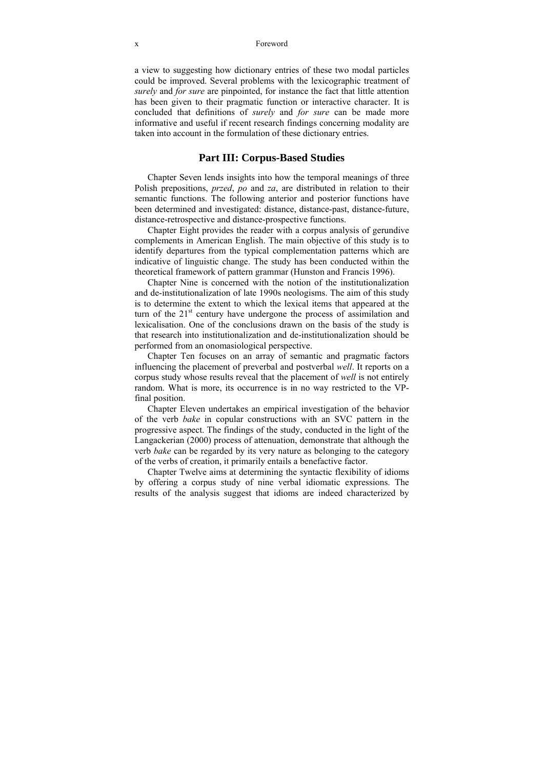a view to suggesting how dictionary entries of these two modal particles could be improved. Several problems with the lexicographic treatment of *surely* and *for sure* are pinpointed, for instance the fact that little attention has been given to their pragmatic function or interactive character. It is concluded that definitions of *surely* and *for sure* can be made more informative and useful if recent research findings concerning modality are taken into account in the formulation of these dictionary entries.

## Part III: Corpus-Based Studies

Chapter Seven lends insights into how the temporal meanings of three Polish prepositions, *przed*, *po* and *za*, are distributed in relation to their semantic functions. The following anterior and posterior functions have been determined and investigated: distance, distance-past, distance-future, distance-retrospective and distance-prospective functions.

Chapter Eight provides the reader with a corpus analysis of gerundive complements in American English. The main objective of this study is to identify departures from the typical complementation patterns which are indicative of linguistic change. The study has been conducted within the theoretical framework of pattern grammar (Hunston and Francis 1996).

Chapter Nine is concerned with the notion of the institutionalization and de-institutionalization of late 1990s neologisms. The aim of this study is to determine the extent to which the lexical items that appeared at the turn of the 21st century have undergone the process of assimilation and lexicalisation. One of the conclusions drawn on the basis of the study is that research into institutionalization and de-institutionalization should be performed from an onomasiological perspective.

Chapter Ten focuses on an array of semantic and pragmatic factors influencing the placement of preverbal and postverbal *well*. It reports on a corpus study whose results reveal that the placement of *well* is not entirely random. What is more, its occurrence is in no way restricted to the VP-final position.

Chapter Eleven undertakes an empirical investigation of the behavior of the verb *bake* in copular constructions with an SVC pattern in the progressive aspect. The findings of the study, conducted in the light of the Langackerian (2000) process of attenuation, demonstrate that although the verb *bake* can be regarded by its very nature as belonging to the category of the verbs of creation, it primarily entails a benefactive factor.

Chapter Twelve aims at determining the syntactic flexibility of idioms by offering a corpus study of nine verbal idiomatic expressions. The results of the analysis suggest that idioms are indeed characterized by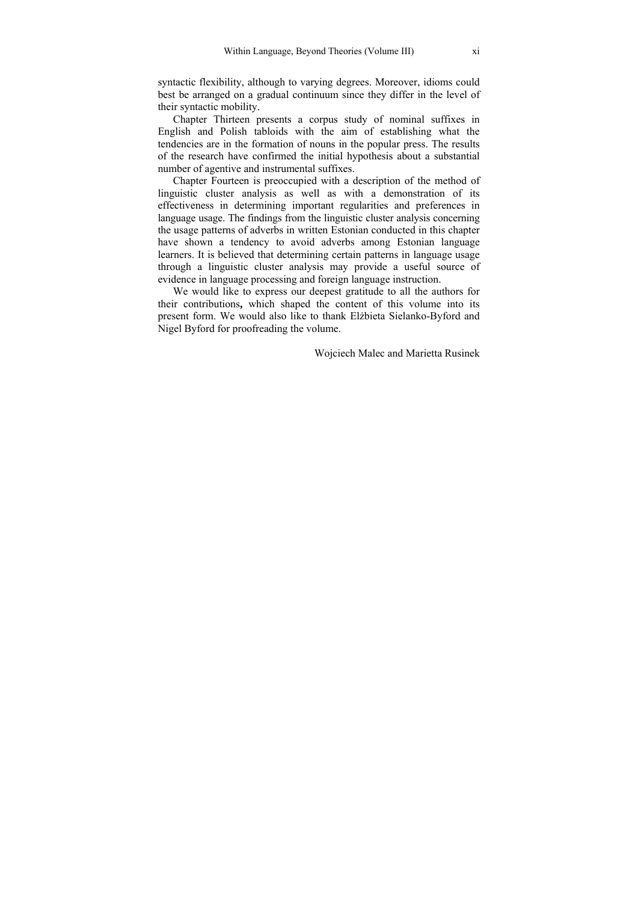syntactic flexibility, although to varying degrees. Moreover, idioms could best be arranged on a gradual continuum since they differ in the level of their syntactic mobility.

Chapter Thirteen presents a corpus study of nominal suffixes in English and Polish tabloids with the aim of establishing what the tendencies are in the formation of nouns in the popular press. The results of the research have confirmed the initial hypothesis about a substantial number of agentive and instrumental suffixes.

Chapter Fourteen is preoccupied with a description of the method of linguistic cluster analysis as well as with a demonstration of its effectiveness in determining important regularities and preferences in language usage. The findings from the linguistic cluster analysis concerning the usage patterns of adverbs in written Estonian conducted in this chapter have shown a tendency to avoid adverbs among Estonian language learners. It is believed that determining certain patterns in language usage through a linguistic cluster analysis may provide a useful source of evidence in language processing and foreign language instruction.

We would like to express our deepest gratitude to all the authors for their contributions**,** which shaped the content of this volume into its present form. We would also like to thank Elżbieta Sielanko-Byford and Nigel Byford for proofreading the volume.

Wojciech Malec and Marietta Rusinek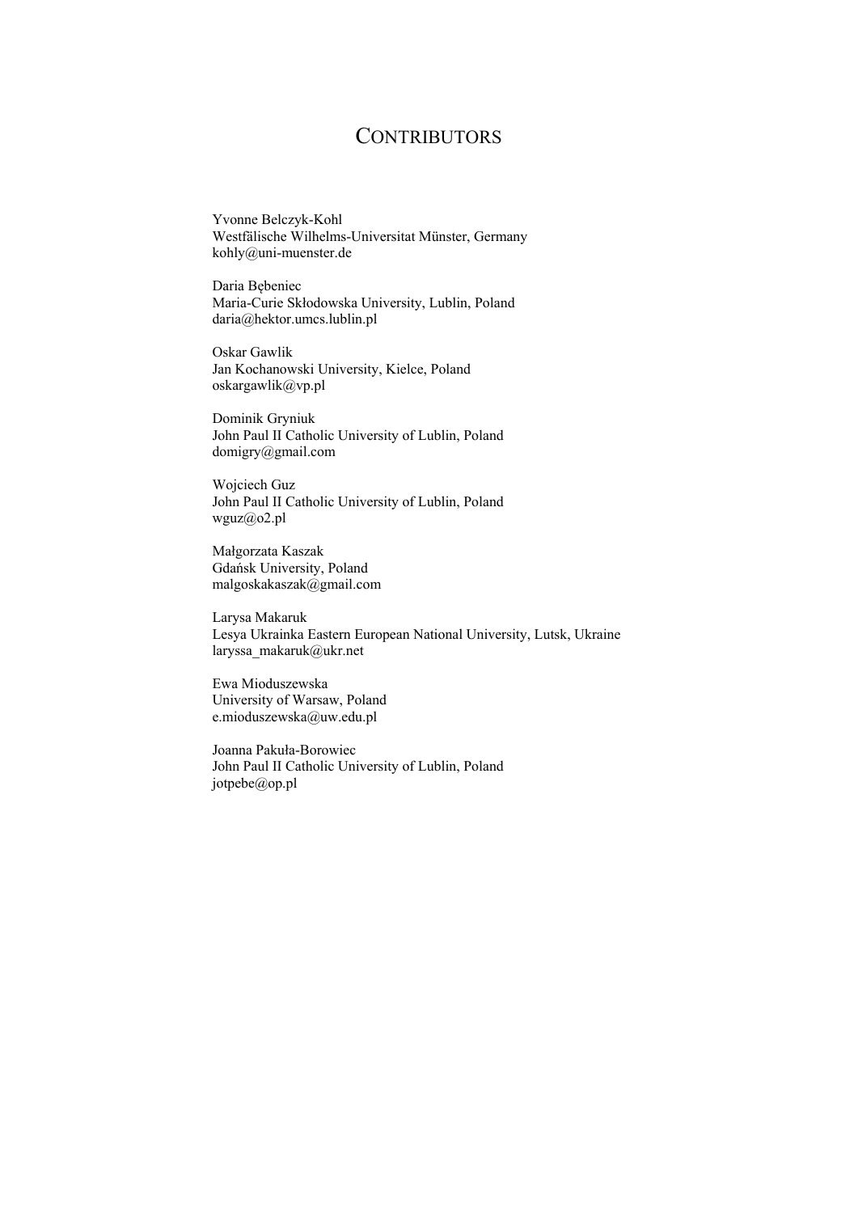# CONTRIBUTORS

Yvonne Belczyk-Kohl
Westfälische Wilhelms-Universitat Münster, Germany
kohly@uni-muenster.de

Daria Bębeniec
Maria-Curie Skłodowska University, Lublin, Poland
daria@hektor.umcs.lublin.pl

Oskar Gawlik
Jan Kochanowski University, Kielce, Poland
oskargawlik@vp.pl

Dominik Gryniuk
John Paul II Catholic University of Lublin, Poland
domigry@gmail.com

Wojciech Guz
John Paul II Catholic University of Lublin, Poland
wguz@o2.pl

Małgorzata Kaszak
Gdańsk University, Poland
malgoskakaszak@gmail.com

Larysa Makaruk
Lesya Ukrainka Eastern European National University, Lutsk, Ukraine
laryssa_makaruk@ukr.net

Ewa Mioduszewska
University of Warsaw, Poland
e.mioduszewska@uw.edu.pl

Joanna Pakuła-Borowiec
John Paul II Catholic University of Lublin, Poland
jotpebe@op.pl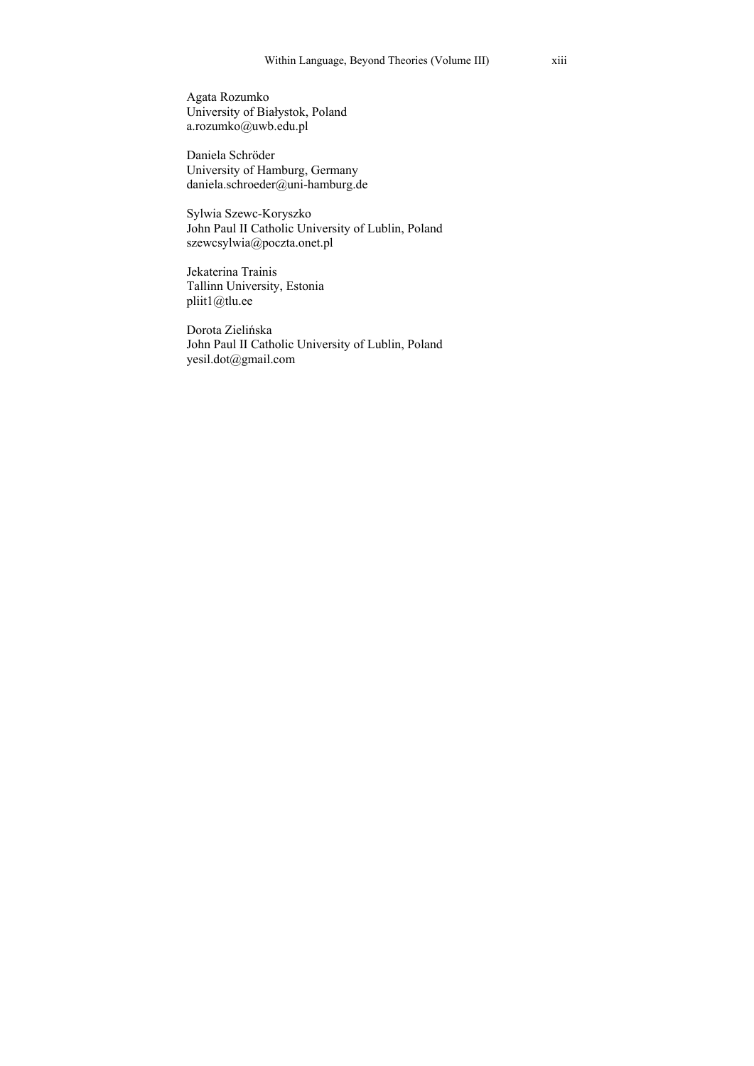Agata Rozumko
University of Białystok, Poland
a.rozumko@uwb.edu.pl

Daniela Schröder
University of Hamburg, Germany
daniela.schroeder@uni-hamburg.de

Sylwia Szewc-Koryszko
John Paul II Catholic University of Lublin, Poland
szewcsylwia@poczta.onet.pl

Jekaterina Trainis
Tallinn University, Estonia
pliit1@tlu.ee

Dorota Zielińska
John Paul II Catholic University of Lublin, Poland
yesil.dot@gmail.com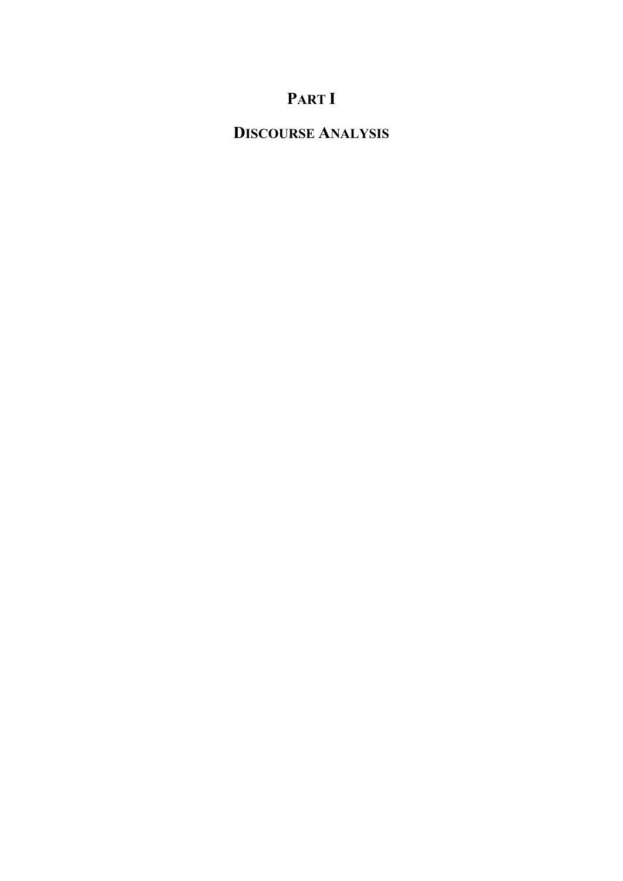# PART I

# DISCOURSE ANALYSIS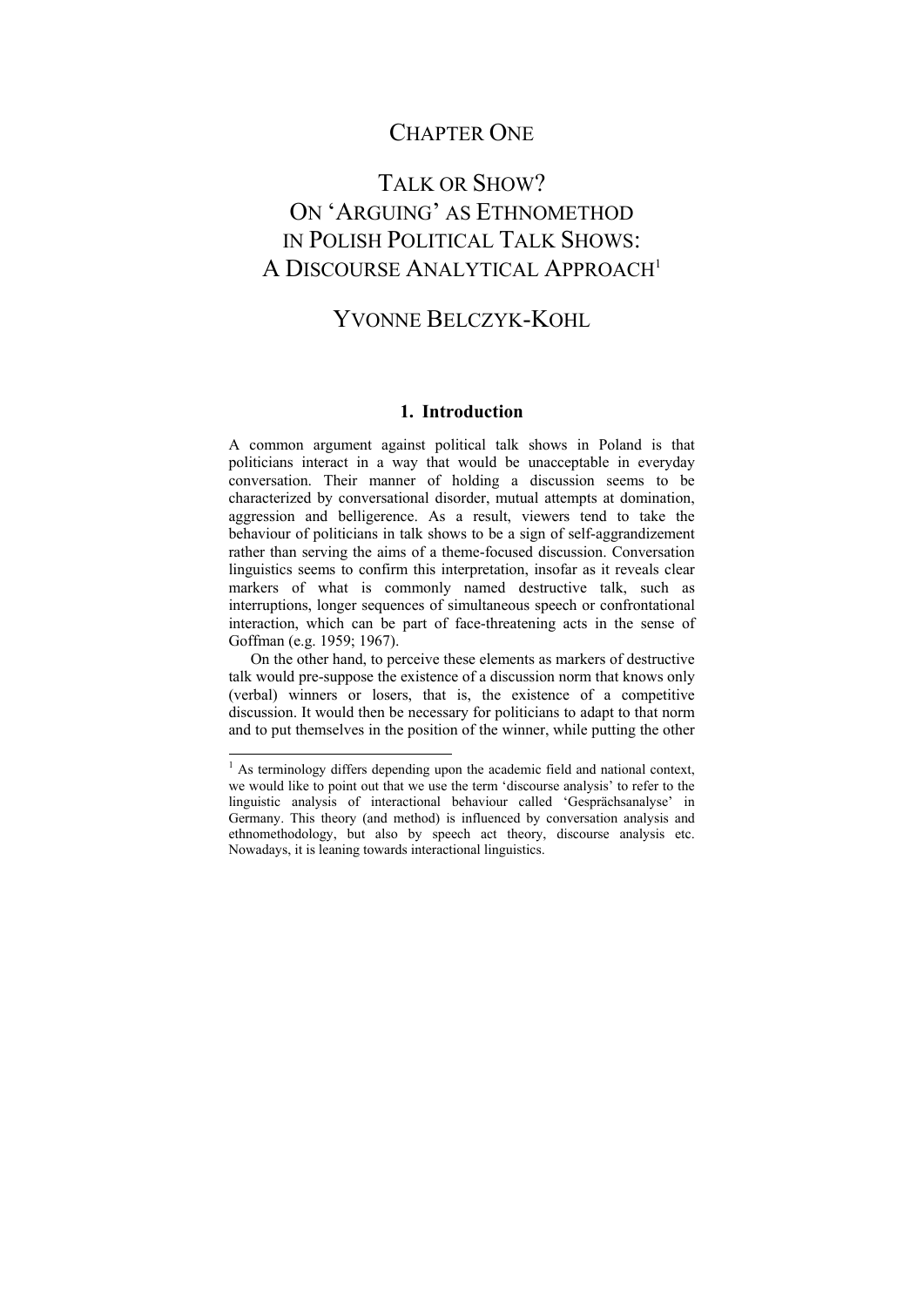# CHAPTER ONE

# TALK OR SHOW? ON 'ARGUING' AS ETHNOMETHOD IN POLISH POLITICAL TALK SHOWS: A DISCOURSE ANALYTICAL APPROACH[1]

## YVONNE BELCZYK-KOHL

### 1. Introduction

A common argument against political talk shows in Poland is that politicians interact in a way that would be unacceptable in everyday conversation. Their manner of holding a discussion seems to be characterized by conversational disorder, mutual attempts at domination, aggression and belligerence. As a result, viewers tend to take the behaviour of politicians in talk shows to be a sign of self-aggrandizement rather than serving the aims of a theme-focused discussion. Conversation linguistics seems to confirm this interpretation, insofar as it reveals clear markers of what is commonly named destructive talk, such as interruptions, longer sequences of simultaneous speech or confrontational interaction, which can be part of face-threatening acts in the sense of Goffman (e.g. 1959; 1967).

On the other hand, to perceive these elements as markers of destructive talk would pre-suppose the existence of a discussion norm that knows only (verbal) winners or losers, that is, the existence of a competitive discussion. It would then be necessary for politicians to adapt to that norm and to put themselves in the position of the winner, while putting the other

---

[1] As terminology differs depending upon the academic field and national context, we would like to point out that we use the term 'discourse analysis' to refer to the linguistic analysis of interactional behaviour called 'Gesprächsanalyse' in Germany. This theory (and method) is influenced by conversation analysis and ethnomethodology, but also by speech act theory, discourse analysis etc. Nowadays, it is leaning towards interactional linguistics.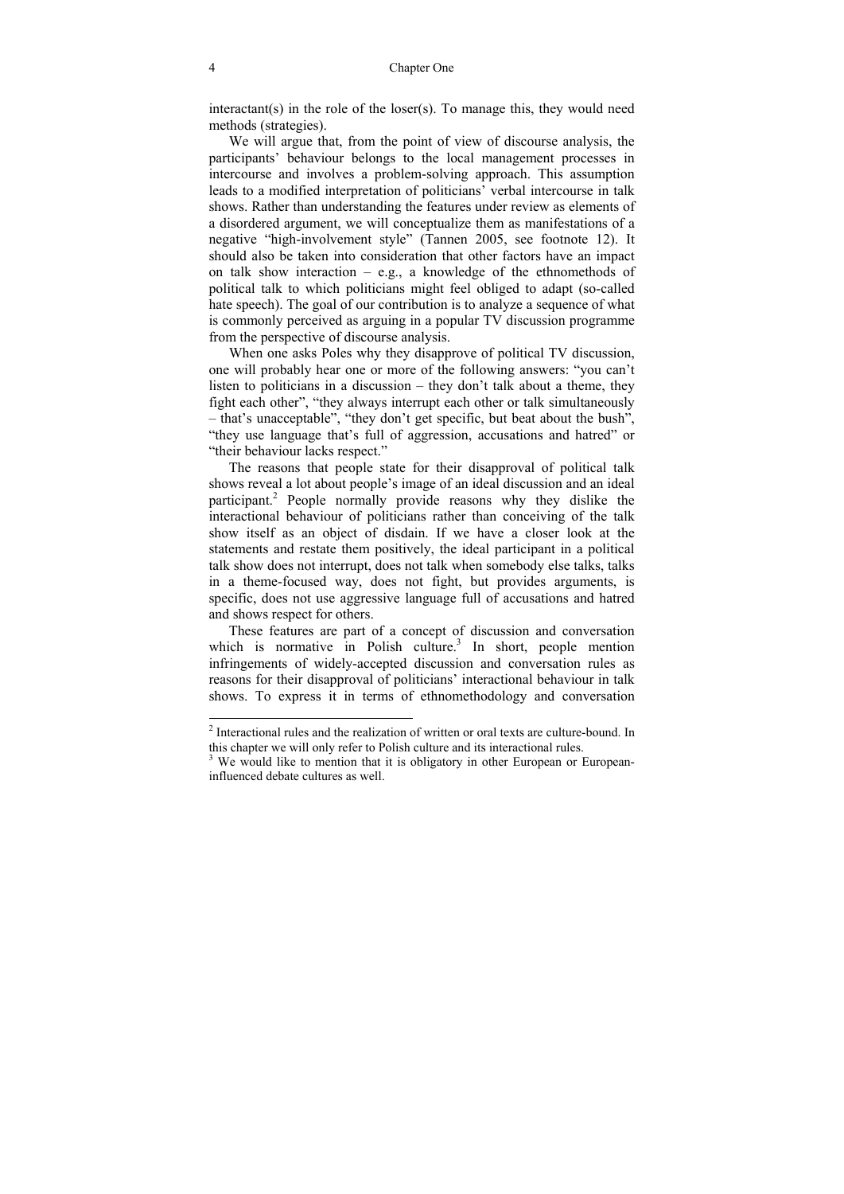interactant(s) in the role of the loser(s). To manage this, they would need methods (strategies).

We will argue that, from the point of view of discourse analysis, the participants' behaviour belongs to the local management processes in intercourse and involves a problem-solving approach. This assumption leads to a modified interpretation of politicians' verbal intercourse in talk shows. Rather than understanding the features under review as elements of a disordered argument, we will conceptualize them as manifestations of a negative "high-involvement style" (Tannen 2005, see footnote 12). It should also be taken into consideration that other factors have an impact on talk show interaction – e.g., a knowledge of the ethnomethods of political talk to which politicians might feel obliged to adapt (so-called hate speech). The goal of our contribution is to analyze a sequence of what is commonly perceived as arguing in a popular TV discussion programme from the perspective of discourse analysis.

When one asks Poles why they disapprove of political TV discussion, one will probably hear one or more of the following answers: "you can't listen to politicians in a discussion – they don't talk about a theme, they fight each other", "they always interrupt each other or talk simultaneously – that's unacceptable", "they don't get specific, but beat about the bush", "they use language that's full of aggression, accusations and hatred" or "their behaviour lacks respect."

The reasons that people state for their disapproval of political talk shows reveal a lot about people's image of an ideal discussion and an ideal participant.[2] People normally provide reasons why they dislike the interactional behaviour of politicians rather than conceiving of the talk show itself as an object of disdain. If we have a closer look at the statements and restate them positively, the ideal participant in a political talk show does not interrupt, does not talk when somebody else talks, talks in a theme-focused way, does not fight, but provides arguments, is specific, does not use aggressive language full of accusations and hatred and shows respect for others.

These features are part of a concept of discussion and conversation which is normative in Polish culture.[3] In short, people mention infringements of widely-accepted discussion and conversation rules as reasons for their disapproval of politicians' interactional behaviour in talk shows. To express it in terms of ethnomethodology and conversation

---

[2] Interactional rules and the realization of written or oral texts are culture-bound. In this chapter we will only refer to Polish culture and its interactional rules.

[3] We would like to mention that it is obligatory in other European or European-influenced debate cultures as well.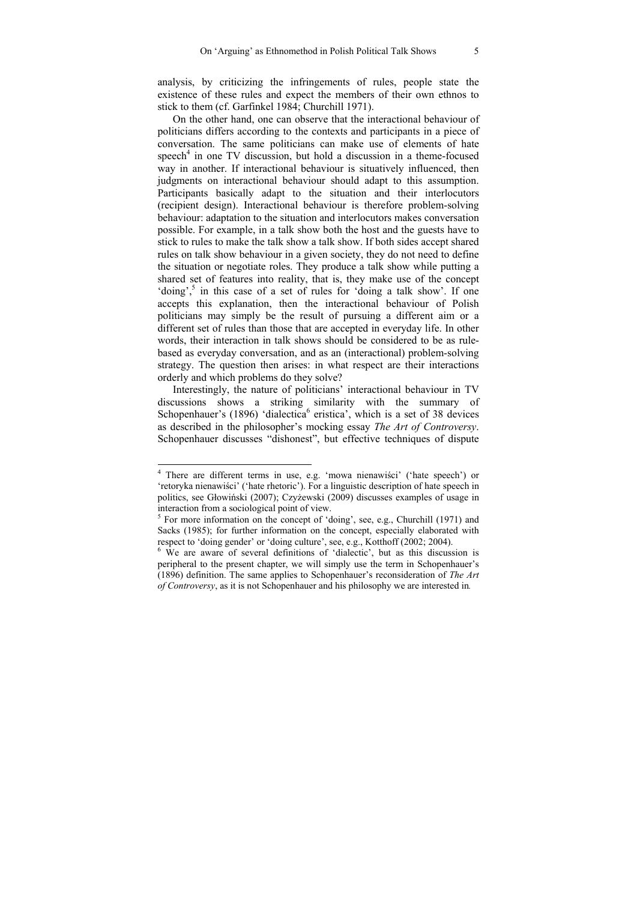analysis, by criticizing the infringements of rules, people state the existence of these rules and expect the members of their own ethnos to stick to them (cf. Garfinkel 1984; Churchill 1971).

On the other hand, one can observe that the interactional behaviour of politicians differs according to the contexts and participants in a piece of conversation. The same politicians can make use of elements of hate speech[4] in one TV discussion, but hold a discussion in a theme-focused way in another. If interactional behaviour is situatively influenced, then judgments on interactional behaviour should adapt to this assumption. Participants basically adapt to the situation and their interlocutors (recipient design). Interactional behaviour is therefore problem-solving behaviour: adaptation to the situation and interlocutors makes conversation possible. For example, in a talk show both the host and the guests have to stick to rules to make the talk show a talk show. If both sides accept shared rules on talk show behaviour in a given society, they do not need to define the situation or negotiate roles. They produce a talk show while putting a shared set of features into reality, that is, they make use of the concept 'doing',[5] in this case of a set of rules for 'doing a talk show'. If one accepts this explanation, then the interactional behaviour of Polish politicians may simply be the result of pursuing a different aim or a different set of rules than those that are accepted in everyday life. In other words, their interaction in talk shows should be considered to be as rule-based as everyday conversation, and as an (interactional) problem-solving strategy. The question then arises: in what respect are their interactions orderly and which problems do they solve?

Interestingly, the nature of politicians' interactional behaviour in TV discussions shows a striking similarity with the summary of Schopenhauer's (1896) 'dialectica[6] eristica', which is a set of 38 devices as described in the philosopher's mocking essay *The Art of Controversy*. Schopenhauer discusses "dishonest", but effective techniques of dispute

---

[4] There are different terms in use, e.g. 'mowa nienawiści' ('hate speech') or 'retoryka nienawiści' ('hate rhetoric'). For a linguistic description of hate speech in politics, see Głowiński (2007); Czyżewski (2009) discusses examples of usage in interaction from a sociological point of view.

[5] For more information on the concept of 'doing', see, e.g., Churchill (1971) and Sacks (1985); for further information on the concept, especially elaborated with respect to 'doing gender' or 'doing culture', see, e.g., Kotthoff (2002; 2004).

[6] We are aware of several definitions of 'dialectic', but as this discussion is peripheral to the present chapter, we will simply use the term in Schopenhauer's (1896) definition. The same applies to Schopenhauer's reconsideration of *The Art of Controversy*, as it is not Schopenhauer and his philosophy we are interested in.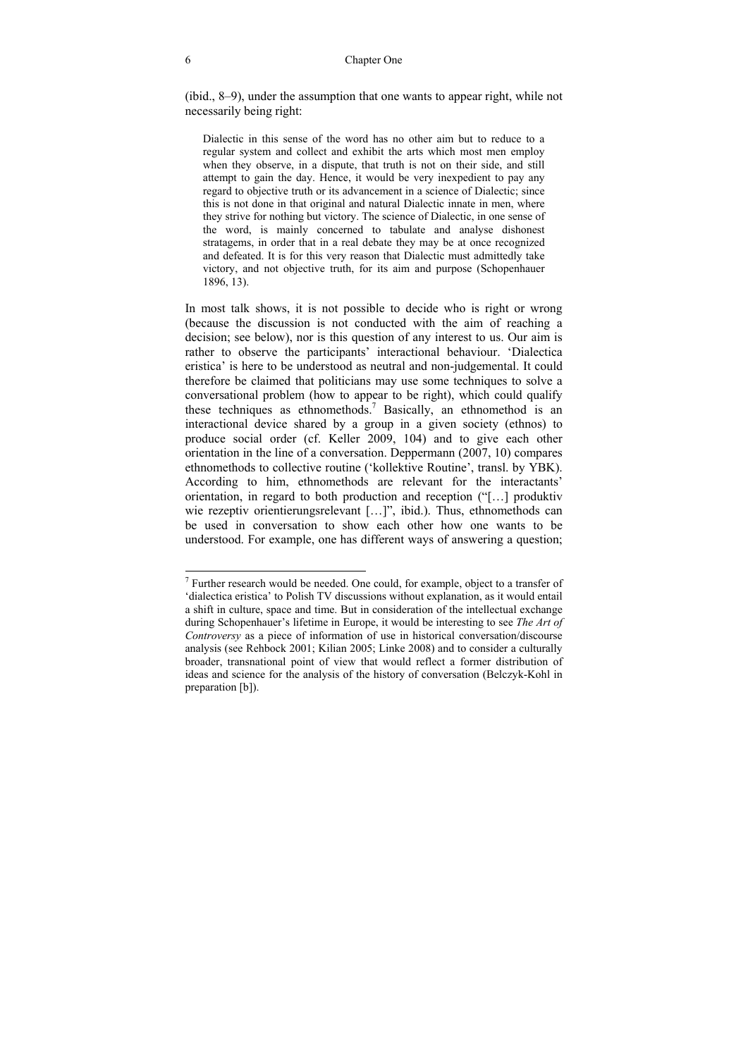(ibid., 8–9), under the assumption that one wants to appear right, while not necessarily being right:

> Dialectic in this sense of the word has no other aim but to reduce to a regular system and collect and exhibit the arts which most men employ when they observe, in a dispute, that truth is not on their side, and still attempt to gain the day. Hence, it would be very inexpedient to pay any regard to objective truth or its advancement in a science of Dialectic; since this is not done in that original and natural Dialectic innate in men, where they strive for nothing but victory. The science of Dialectic, in one sense of the word, is mainly concerned to tabulate and analyse dishonest stratagems, in order that in a real debate they may be at once recognized and defeated. It is for this very reason that Dialectic must admittedly take victory, and not objective truth, for its aim and purpose (Schopenhauer 1896, 13).

In most talk shows, it is not possible to decide who is right or wrong (because the discussion is not conducted with the aim of reaching a decision; see below), nor is this question of any interest to us. Our aim is rather to observe the participants' interactional behaviour. 'Dialectica eristica' is here to be understood as neutral and non-judgemental. It could therefore be claimed that politicians may use some techniques to solve a conversational problem (how to appear to be right), which could qualify these techniques as ethnomethods.[7] Basically, an ethnomethod is an interactional device shared by a group in a given society (ethnos) to produce social order (cf. Keller 2009, 104) and to give each other orientation in the line of a conversation. Deppermann (2007, 10) compares ethnomethods to collective routine ('kollektive Routine', transl. by YBK). According to him, ethnomethods are relevant for the interactants' orientation, in regard to both production and reception ("[…] produktiv wie rezeptiv orientierungsrelevant […]", ibid.). Thus, ethnomethods can be used in conversation to show each other how one wants to be understood. For example, one has different ways of answering a question;

---

[7] Further research would be needed. One could, for example, object to a transfer of 'dialectica eristica' to Polish TV discussions without explanation, as it would entail a shift in culture, space and time. But in consideration of the intellectual exchange during Schopenhauer's lifetime in Europe, it would be interesting to see *The Art of Controversy* as a piece of information of use in historical conversation/discourse analysis (see Rehbock 2001; Kilian 2005; Linke 2008) and to consider a culturally broader, transnational point of view that would reflect a former distribution of ideas and science for the analysis of the history of conversation (Belczyk-Kohl in preparation [b]).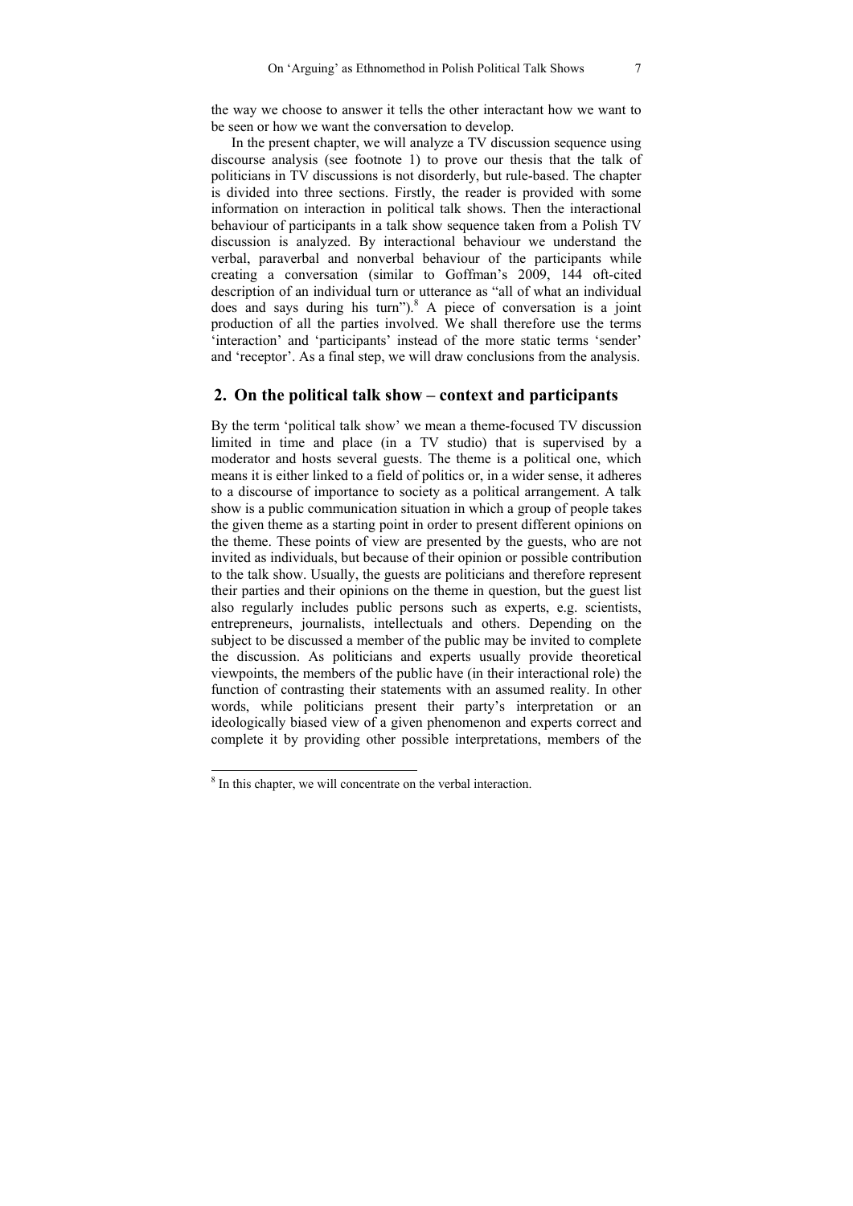the way we choose to answer it tells the other interactant how we want to be seen or how we want the conversation to develop.

In the present chapter, we will analyze a TV discussion sequence using discourse analysis (see footnote 1) to prove our thesis that the talk of politicians in TV discussions is not disorderly, but rule-based. The chapter is divided into three sections. Firstly, the reader is provided with some information on interaction in political talk shows. Then the interactional behaviour of participants in a talk show sequence taken from a Polish TV discussion is analyzed. By interactional behaviour we understand the verbal, paraverbal and nonverbal behaviour of the participants while creating a conversation (similar to Goffman's 2009, 144 oft-cited description of an individual turn or utterance as "all of what an individual does and says during his turn").[8] A piece of conversation is a joint production of all the parties involved. We shall therefore use the terms 'interaction' and 'participants' instead of the more static terms 'sender' and 'receptor'. As a final step, we will draw conclusions from the analysis.

## 2. On the political talk show – context and participants

By the term 'political talk show' we mean a theme-focused TV discussion limited in time and place (in a TV studio) that is supervised by a moderator and hosts several guests. The theme is a political one, which means it is either linked to a field of politics or, in a wider sense, it adheres to a discourse of importance to society as a political arrangement. A talk show is a public communication situation in which a group of people takes the given theme as a starting point in order to present different opinions on the theme. These points of view are presented by the guests, who are not invited as individuals, but because of their opinion or possible contribution to the talk show. Usually, the guests are politicians and therefore represent their parties and their opinions on the theme in question, but the guest list also regularly includes public persons such as experts, e.g. scientists, entrepreneurs, journalists, intellectuals and others. Depending on the subject to be discussed a member of the public may be invited to complete the discussion. As politicians and experts usually provide theoretical viewpoints, the members of the public have (in their interactional role) the function of contrasting their statements with an assumed reality. In other words, while politicians present their party's interpretation or an ideologically biased view of a given phenomenon and experts correct and complete it by providing other possible interpretations, members of the

[8] In this chapter, we will concentrate on the verbal interaction.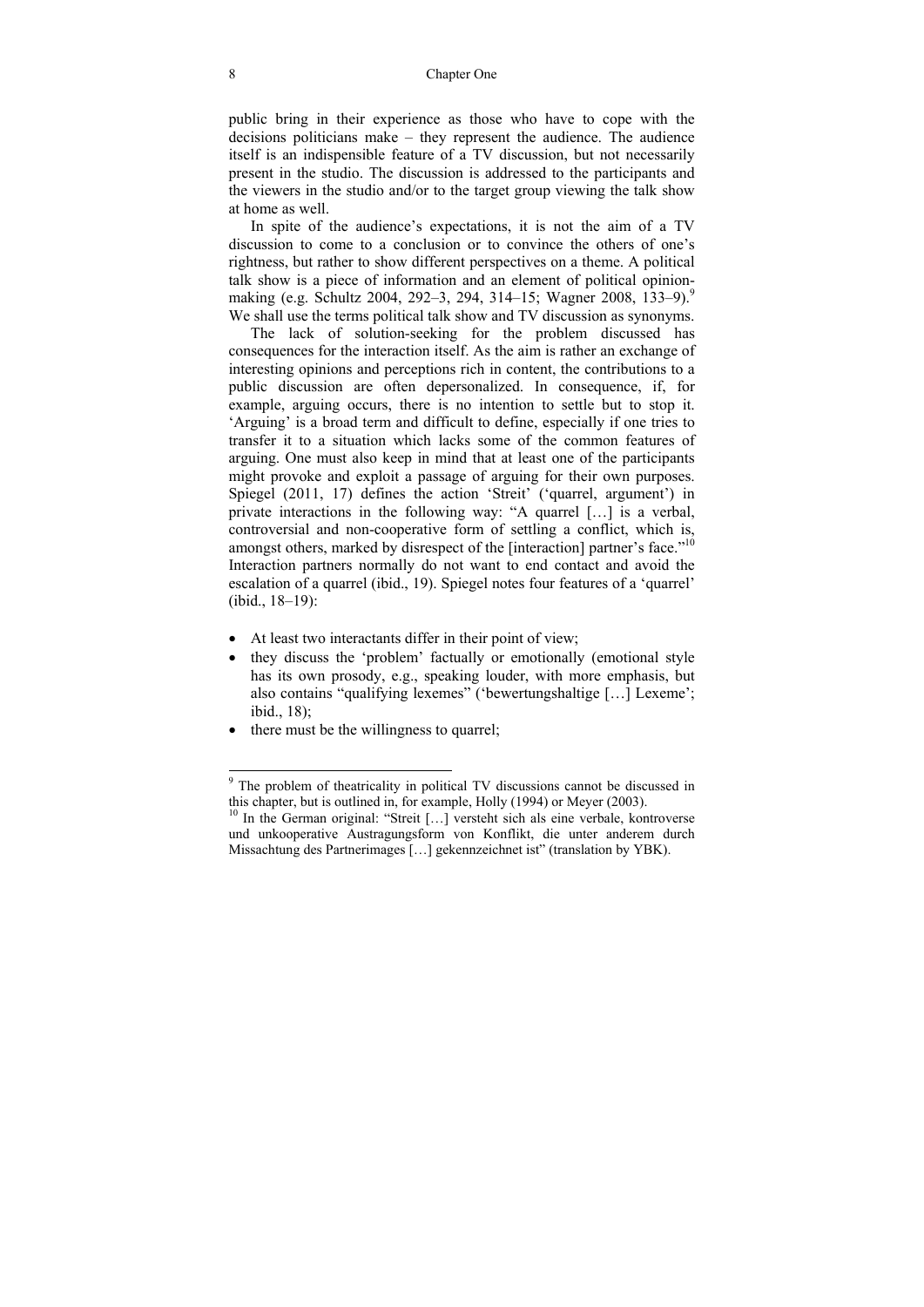public bring in their experience as those who have to cope with the decisions politicians make – they represent the audience. The audience itself is an indispensible feature of a TV discussion, but not necessarily present in the studio. The discussion is addressed to the participants and the viewers in the studio and/or to the target group viewing the talk show at home as well.

In spite of the audience's expectations, it is not the aim of a TV discussion to come to a conclusion or to convince the others of one's rightness, but rather to show different perspectives on a theme. A political talk show is a piece of information and an element of political opinion-making (e.g. Schultz 2004, 292–3, 294, 314–15; Wagner 2008, 133–9).[9] We shall use the terms political talk show and TV discussion as synonyms.

The lack of solution-seeking for the problem discussed has consequences for the interaction itself. As the aim is rather an exchange of interesting opinions and perceptions rich in content, the contributions to a public discussion are often depersonalized. In consequence, if, for example, arguing occurs, there is no intention to settle but to stop it. 'Arguing' is a broad term and difficult to define, especially if one tries to transfer it to a situation which lacks some of the common features of arguing. One must also keep in mind that at least one of the participants might provoke and exploit a passage of arguing for their own purposes. Spiegel (2011, 17) defines the action 'Streit' ('quarrel, argument') in private interactions in the following way: "A quarrel […] is a verbal, controversial and non-cooperative form of settling a conflict, which is, amongst others, marked by disrespect of the [interaction] partner's face."[10] Interaction partners normally do not want to end contact and avoid the escalation of a quarrel (ibid., 19). Spiegel notes four features of a 'quarrel' (ibid., 18–19):

- At least two interactants differ in their point of view;
- they discuss the 'problem' factually or emotionally (emotional style has its own prosody, e.g., speaking louder, with more emphasis, but also contains "qualifying lexemes" ('bewertungshaltige […] Lexeme'; ibid., 18);
- there must be the willingness to quarrel;

---

[9] The problem of theatricality in political TV discussions cannot be discussed in this chapter, but is outlined in, for example, Holly (1994) or Meyer (2003).

[10] In the German original: "Streit […] versteht sich als eine verbale, kontroverse und unkooperative Austragungsform von Konflikt, die unter anderem durch Missachtung des Partnerimages […] gekennzeichnet ist" (translation by YBK).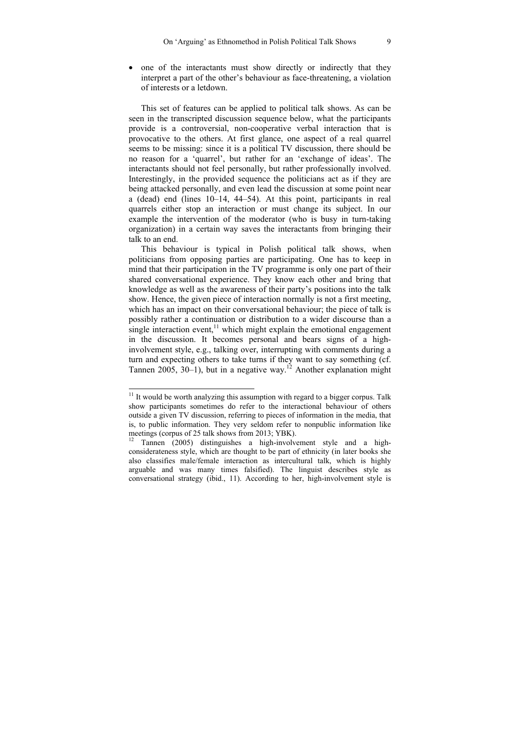- one of the interactants must show directly or indirectly that they interpret a part of the other's behaviour as face-threatening, a violation of interests or a letdown.

This set of features can be applied to political talk shows. As can be seen in the transcripted discussion sequence below, what the participants provide is a controversial, non-cooperative verbal interaction that is provocative to the others. At first glance, one aspect of a real quarrel seems to be missing: since it is a political TV discussion, there should be no reason for a 'quarrel', but rather for an 'exchange of ideas'. The interactants should not feel personally, but rather professionally involved. Interestingly, in the provided sequence the politicians act as if they are being attacked personally, and even lead the discussion at some point near a (dead) end (lines 10–14, 44–54). At this point, participants in real quarrels either stop an interaction or must change its subject. In our example the intervention of the moderator (who is busy in turn-taking organization) in a certain way saves the interactants from bringing their talk to an end.

This behaviour is typical in Polish political talk shows, when politicians from opposing parties are participating. One has to keep in mind that their participation in the TV programme is only one part of their shared conversational experience. They know each other and bring that knowledge as well as the awareness of their party's positions into the talk show. Hence, the given piece of interaction normally is not a first meeting, which has an impact on their conversational behaviour; the piece of talk is possibly rather a continuation or distribution to a wider discourse than a single interaction event,[11] which might explain the emotional engagement in the discussion. It becomes personal and bears signs of a high-involvement style, e.g., talking over, interrupting with comments during a turn and expecting others to take turns if they want to say something (cf. Tannen 2005, 30–1), but in a negative way.[12] Another explanation might

---

[11] It would be worth analyzing this assumption with regard to a bigger corpus. Talk show participants sometimes do refer to the interactional behaviour of others outside a given TV discussion, referring to pieces of information in the media, that is, to public information. They very seldom refer to nonpublic information like meetings (corpus of 25 talk shows from 2013; YBK).

[12] Tannen (2005) distinguishes a high-involvement style and a high-considerateness style, which are thought to be part of ethnicity (in later books she also classifies male/female interaction as intercultural talk, which is highly arguable and was many times falsified). The linguist describes style as conversational strategy (ibid., 11). According to her, high-involvement style is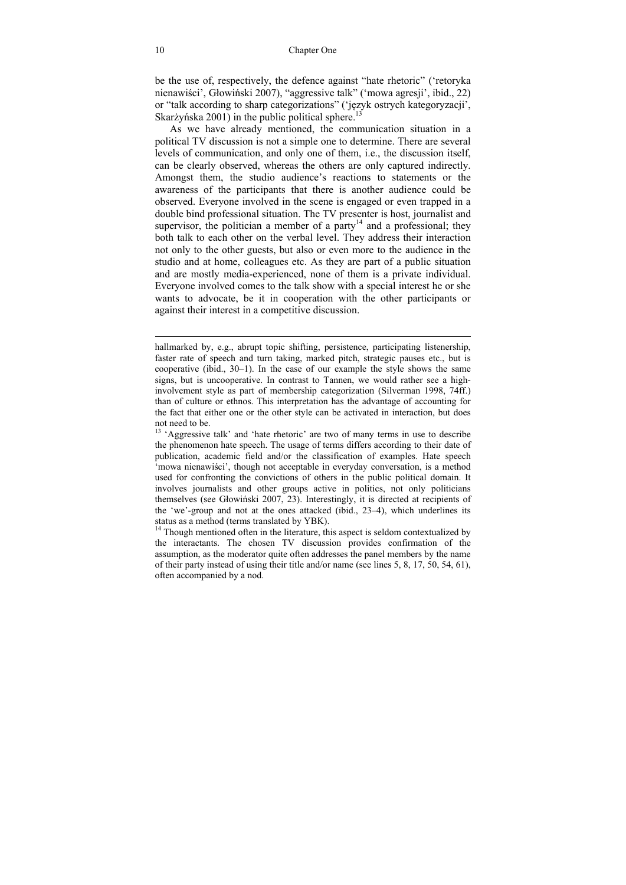be the use of, respectively, the defence against "hate rhetoric" ('retoryka nienawiści', Głowiński 2007), "aggressive talk" ('mowa agresji', ibid., 22) or "talk according to sharp categorizations" ('język ostrych kategoryzacji', Skarżyńska 2001) in the public political sphere.[13]

As we have already mentioned, the communication situation in a political TV discussion is not a simple one to determine. There are several levels of communication, and only one of them, i.e., the discussion itself, can be clearly observed, whereas the others are only captured indirectly. Amongst them, the studio audience's reactions to statements or the awareness of the participants that there is another audience could be observed. Everyone involved in the scene is engaged or even trapped in a double bind professional situation. The TV presenter is host, journalist and supervisor, the politician a member of a party[14] and a professional; they both talk to each other on the verbal level. They address their interaction not only to the other guests, but also or even more to the audience in the studio and at home, colleagues etc. As they are part of a public situation and are mostly media-experienced, none of them is a private individual. Everyone involved comes to the talk show with a special interest he or she wants to advocate, be it in cooperation with the other participants or against their interest in a competitive discussion.

---

hallmarked by, e.g., abrupt topic shifting, persistence, participating listenership, faster rate of speech and turn taking, marked pitch, strategic pauses etc., but is cooperative (ibid., 30–1). In the case of our example the style shows the same signs, but is uncooperative. In contrast to Tannen, we would rather see a high-involvement style as part of membership categorization (Silverman 1998, 74ff.) than of culture or ethnos. This interpretation has the advantage of accounting for the fact that either one or the other style can be activated in interaction, but does not need to be.

[13] 'Aggressive talk' and 'hate rhetoric' are two of many terms in use to describe the phenomenon hate speech. The usage of terms differs according to their date of publication, academic field and/or the classification of examples. Hate speech 'mowa nienawiści', though not acceptable in everyday conversation, is a method used for confronting the convictions of others in the public political domain. It involves journalists and other groups active in politics, not only politicians themselves (see Głowiński 2007, 23). Interestingly, it is directed at recipients of the 'we'-group and not at the ones attacked (ibid., 23–4), which underlines its status as a method (terms translated by YBK).

[14] Though mentioned often in the literature, this aspect is seldom contextualized by the interactants. The chosen TV discussion provides confirmation of the assumption, as the moderator quite often addresses the panel members by the name of their party instead of using their title and/or name (see lines 5, 8, 17, 50, 54, 61), often accompanied by a nod.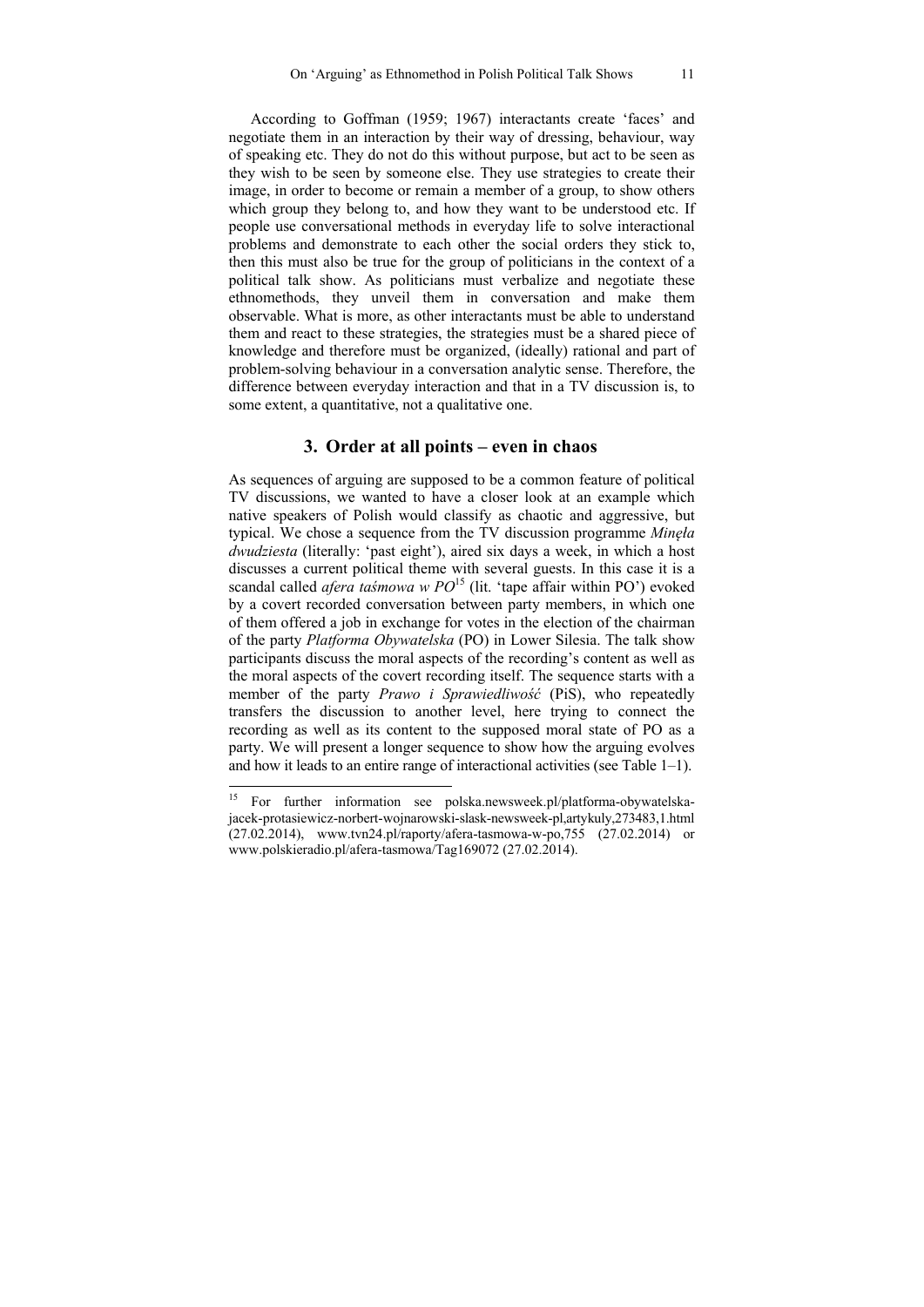According to Goffman (1959; 1967) interactants create 'faces' and negotiate them in an interaction by their way of dressing, behaviour, way of speaking etc. They do not do this without purpose, but act to be seen as they wish to be seen by someone else. They use strategies to create their image, in order to become or remain a member of a group, to show others which group they belong to, and how they want to be understood etc. If people use conversational methods in everyday life to solve interactional problems and demonstrate to each other the social orders they stick to, then this must also be true for the group of politicians in the context of a political talk show. As politicians must verbalize and negotiate these ethnomethods, they unveil them in conversation and make them observable. What is more, as other interactants must be able to understand them and react to these strategies, the strategies must be a shared piece of knowledge and therefore must be organized, (ideally) rational and part of problem-solving behaviour in a conversation analytic sense. Therefore, the difference between everyday interaction and that in a TV discussion is, to some extent, a quantitative, not a qualitative one.

## 3. Order at all points – even in chaos

As sequences of arguing are supposed to be a common feature of political TV discussions, we wanted to have a closer look at an example which native speakers of Polish would classify as chaotic and aggressive, but typical. We chose a sequence from the TV discussion programme *Minęła dwudziesta* (literally: 'past eight'), aired six days a week, in which a host discusses a current political theme with several guests. In this case it is a scandal called *afera taśmowa w PO*[15] (lit. 'tape affair within PO') evoked by a covert recorded conversation between party members, in which one of them offered a job in exchange for votes in the election of the chairman of the party *Platforma Obywatelska* (PO) in Lower Silesia. The talk show participants discuss the moral aspects of the recording's content as well as the moral aspects of the covert recording itself. The sequence starts with a member of the party *Prawo i Sprawiedliwość* (PiS), who repeatedly transfers the discussion to another level, here trying to connect the recording as well as its content to the supposed moral state of PO as a party. We will present a longer sequence to show how the arguing evolves and how it leads to an entire range of interactional activities (see Table 1–1).

[15] For further information see polska.newsweek.pl/platforma-obywatelska-jacek-protasiewicz-norbert-wojnarowski-slask-newsweek-pl,artykuly,273483,1.html (27.02.2014), www.tvn24.pl/raporty/afera-tasmowa-w-po,755 (27.02.2014) or www.polskieradio.pl/afera-tasmowa/Tag169072 (27.02.2014).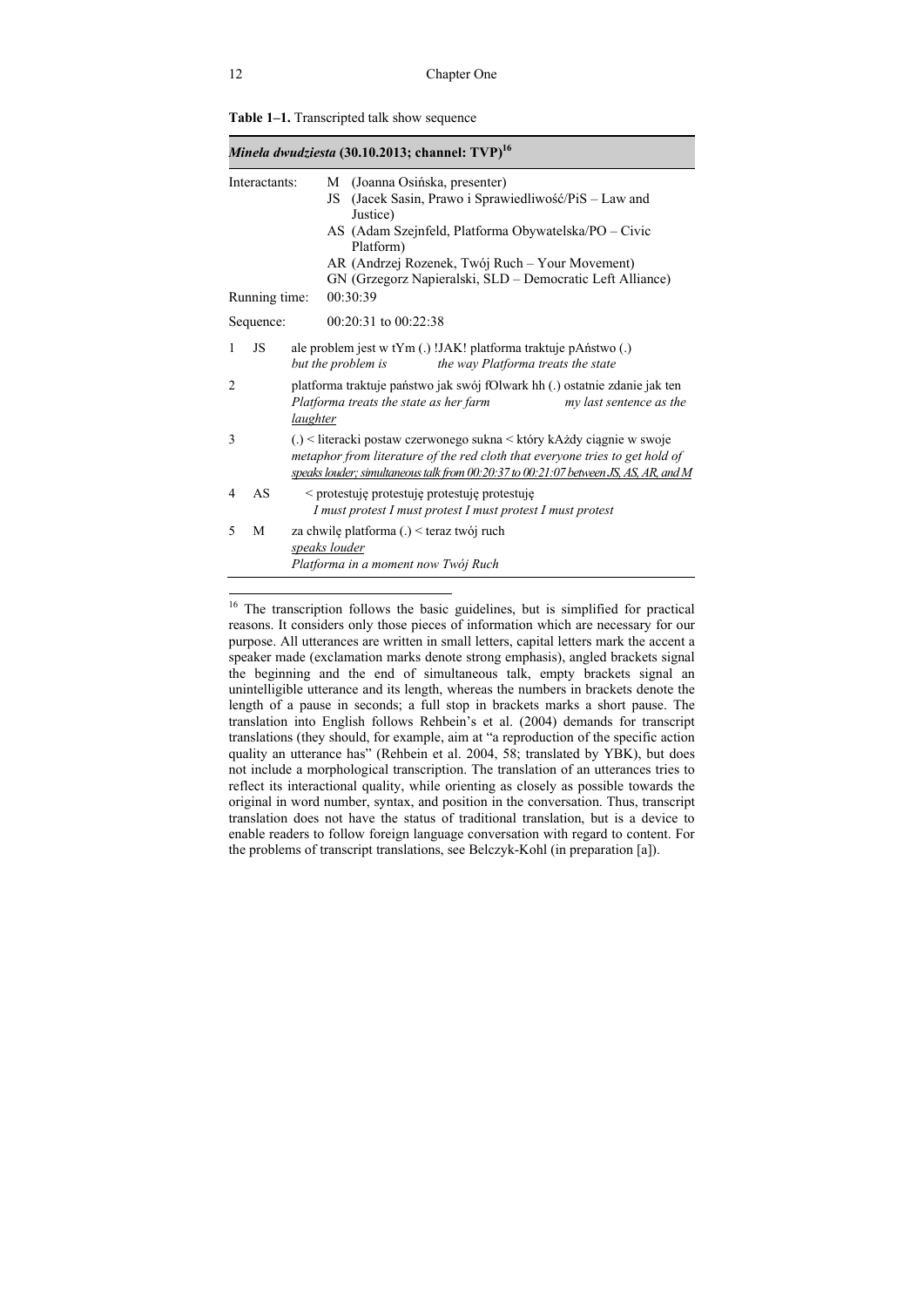**Table 1–1.** Transcripted talk show sequence

| *Minęła dwudziesta* (30.10.2013; channel: TVP)[16] | | |
|---|---|---|
| Interactants: | | M (Joanna Osińska, presenter)<br>JS (Jacek Sasin, Prawo i Sprawiedliwość/PiS – Law and Justice)<br>AS (Adam Szejnfeld, Platforma Obywatelska/PO – Civic Platform)<br>AR (Andrzej Rozenek, Twój Ruch – Your Movement)<br>GN (Grzegorz Napieralski, SLD – Democratic Left Alliance) |
| Running time: | | 00:30:39 |
| Sequence: | | 00:20:31 to 00:22:38 |
| 1 | JS | ale problem jest w tYm (.) !JAK! platforma traktuje pAństwo (.)<br>*but the problem is the way Platforma treats the state* |
| 2 | | platforma traktuje państwo jak swój fOlwark hh (.) ostatnie zdanie jak ten<br>*Platforma treats the state as her farm my last sentence as the* <u>*laughter*</u> |
| 3 | | (.) < literacki postaw czerwonego sukna < który kAżdy ciągnie w swoje<br>*metaphor from literature of the red cloth that everyone tries to get hold of*<br><u>*speaks louder; simultaneous talk from 00:20:37 to 00:21:07 between JS, AS, AR, and M*</u> |
| 4 | AS | < protestuję protestuję protestuję<br>*I must protest I must protest I must protest I must protest* |
| 5 | M | za chwilę platforma (.) < teraz twój ruch<br><u>*speaks louder*</u><br>*Platforma in a moment now Twój Ruch* |

[16] The transcription follows the basic guidelines, but is simplified for practical reasons. It considers only those pieces of information which are necessary for our purpose. All utterances are written in small letters, capital letters mark the accent a speaker made (exclamation marks denote strong emphasis), angled brackets signal the beginning and the end of simultaneous talk, empty brackets signal an unintelligible utterance and its length, whereas the numbers in brackets denote the length of a pause in seconds; a full stop in brackets marks a short pause. The translation into English follows Rehbein's et al. (2004) demands for transcript translations (they should, for example, aim at "a reproduction of the specific action quality an utterance has" (Rehbein et al. 2004, 58; translated by YBK), but does not include a morphological transcription. The translation of an utterances tries to reflect its interactional quality, while orienting as closely as possible towards the original in word number, syntax, and position in the conversation. Thus, transcript translation does not have the status of traditional translation, but is a device to enable readers to follow foreign language conversation with regard to content. For the problems of transcript translations, see Belczyk-Kohl (in preparation [a]).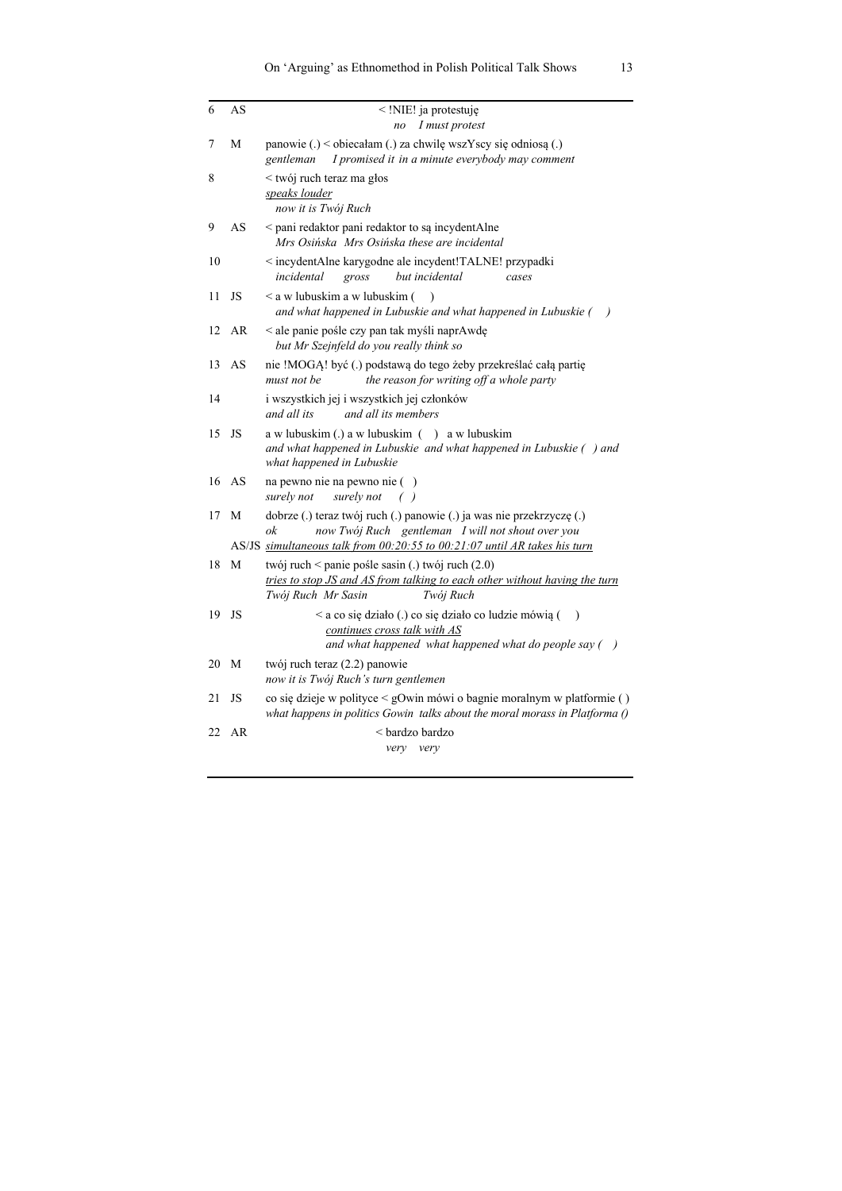| | | |
|---|---|---|
| 6 | AS | < !NIE! ja protestuję<br>*no I must protest* |
| 7 | M | panowie (.) < obiecałam (.) za chwilę wszYscy się odniosą (.)<br>*gentleman I promised it in a minute everybody may comment* |
| 8 | | < twój ruch teraz ma głos<br><u>*speaks louder*</u><br>*now it is Twój Ruch* |
| 9 | AS | < pani redaktor pani redaktor to są incydentAlne<br>*Mrs Osińska Mrs Osińska these are incidental* |
| 10 | | < incydentAlne karygodne ale incydent!TALNE! przypadki<br>*incidental gross but incidental cases* |
| 11 | JS | < a w lubuskim a w lubuskim ( )<br>*and what happened in Lubuskie and what happened in Lubuskie ( )* |
| 12 | AR | < ale panie pośle czy pan tak myśli naprAwdę<br>*but Mr Szejnfeld do you really think so* |
| 13 | AS | nie !MOGĄ! być (.) podstawą do tego żeby przekreślać całą partię<br>*must not be the reason for writing off a whole party* |
| 14 | | i wszystkich jej i wszystkich jej członków<br>*and all its and all its members* |
| 15 | JS | a w lubuskim (.) a w lubuskim ( ) a w lubuskim<br>*and what happened in Lubuskie and what happened in Lubuskie ( ) and what happened in Lubuskie* |
| 16 | AS | na pewno nie na pewno nie ( )<br>*surely not surely not ( )* |
| 17 | M | dobrze (.) teraz twój ruch (.) panowie (.) ja was nie przekrzyczę (.)<br>*ok now Twój Ruch gentleman I will not shout over you* |
| | AS/JS | <u>*simultaneous talk from 00:20:55 to 00:21:07 until AR takes his turn*</u> |
| 18 | M | twój ruch < panie pośle sasin (.) twój ruch (2.0)<br><u>*tries to stop JS and AS from talking to each other without having the turn*</u><br>*Twój Ruch Mr Sasin Twój Ruch* |
| 19 | JS | < a co się działo (.) co się działo co ludzie mówią ( )<br><u>*continues cross talk with AS*</u><br>*and what happened what happened what do people say ( )* |
| 20 | M | twój ruch teraz (2.2) panowie<br>*now it is Twój Ruch's turn gentlemen* |
| 21 | JS | co się dzieje w polityce < gOwin mówi o bagnie moralnym w platformie ( )<br>*what happens in politics Gowin talks about the moral morass in Platforma ()* |
| 22 | AR | < bardzo bardzo<br>*very very* |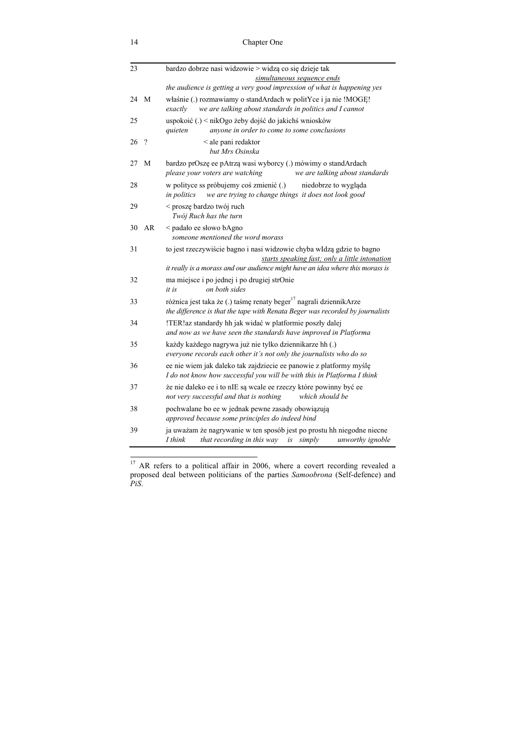| | | |
|---|---|---|
| 23 | | bardzo dobrze nasi widzowie > widzą co się dzieje tak<br>simultaneous sequence ends<br>*the audience is getting a very good impression of what is happening yes* |
| 24 | M | właśnie (.) rozmawiamy o standArdach w politYce i ja nie !MOGĘ!<br>*exactly we are talking about standards in politics and I cannot* |
| 25 | | uspokoić (.) < nikOgo żeby dojść do jakichś wniosków<br>*quieten anyone in order to come to some conclusions* |
| 26 | ? | < ale pani redaktor<br>*but Mrs Osinska* |
| 27 | M | bardzo prOszę ee pAtrzą wasi wyborcy (.) mówimy o standArdach<br>*please your voters are watching we are talking about standards* |
| 28 | | w polityce ss próbujemy coś zmienić (.) niedobrze to wygląda<br>*in politics we are trying to change things it does not look good* |
| 29 | | < proszę bardzo twój ruch<br>*Twój Ruch has the turn* |
| 30 | AR | < padało ee słowo bAgno<br>*someone mentioned the word morass* |
| 31 | | to jest rzeczywiście bagno i nasi widzowie chyba wIdzą gdzie to bagno<br>starts speaking fast; only a little intonation<br>*it really is a morass and our audience might have an idea where this morass is* |
| 32 | | ma miejsce i po jednej i po drugiej strOnie<br>*it is on both sides* |
| 33 | | różnica jest taka że (.) taśmę renaty beger[17] nagrali dziennikArze<br>*the difference is that the tape with Renata Beger was recorded by journalists* |
| 34 | | !TER!az standardy hh jak widać w platformie poszły dalej<br>*and now as we have seen the standards have improved in Platforma* |
| 35 | | każdy każdego nagrywa już nie tylko dziennikarze hh (.)<br>*everyone records each other it's not only the journalists who do so* |
| 36 | | ee nie wiem jak daleko tak zajdziecie ee panowie z platformy myślę<br>*I do not know how successful you will be with this in Platforma I think* |
| 37 | | że nie daleko ee i to nIE są wcale ee rzeczy które powinny być ee<br>*not very successful and that is nothing which should be* |
| 38 | | pochwalane bo ee w jednak pewne zasady obowiązują<br>*approved because some principles do indeed bind* |
| 39 | | ja uważam że nagrywanie w ten sposób jest po prostu hh niegodne niecne<br>*I think that recording in this way is simply unworthy ignoble* |

[17] AR refers to a political affair in 2006, where a covert recording revealed a proposed deal between politicians of the parties *Samoobrona* (Self-defence) and *PiS*.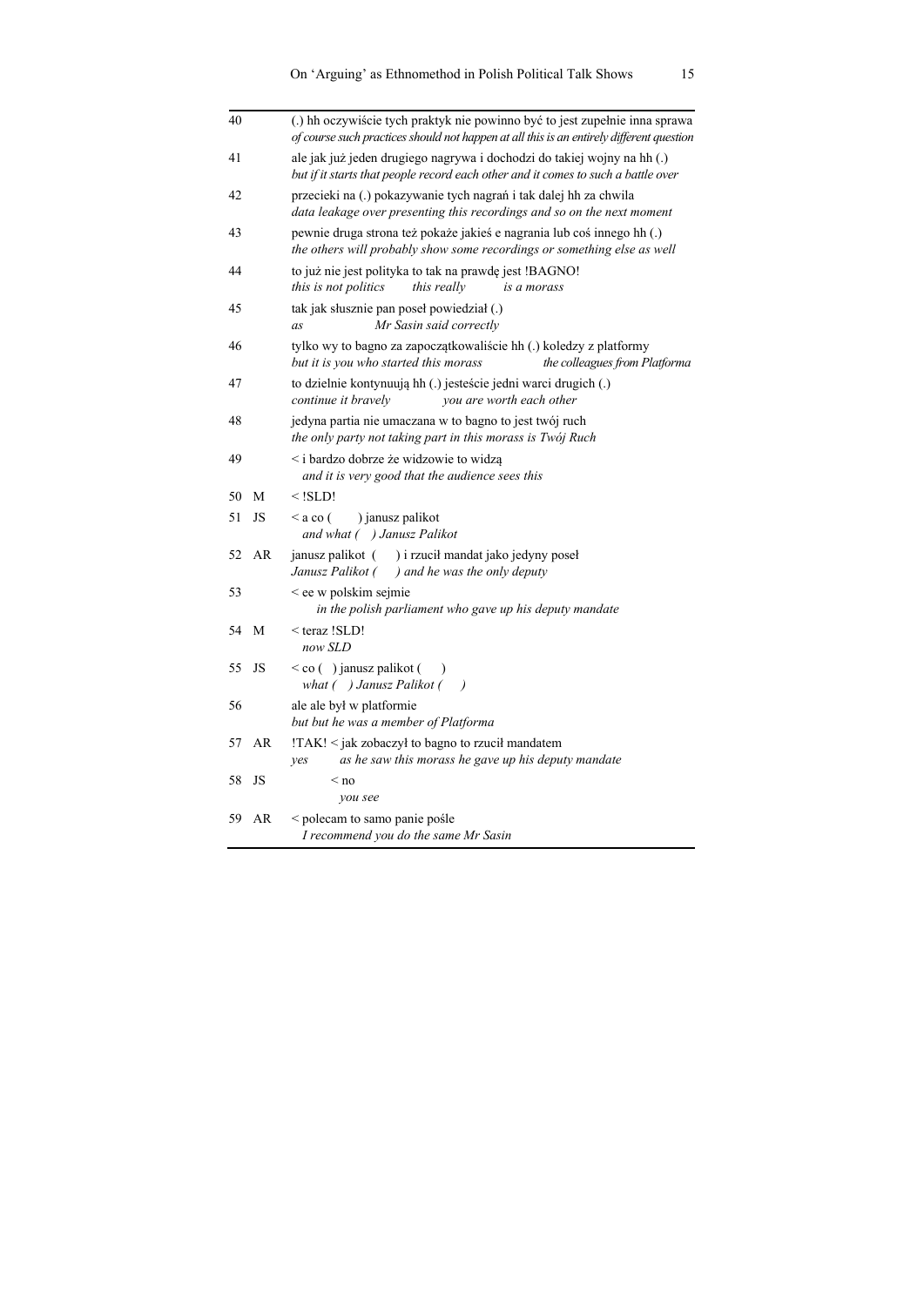| | | |
|---|---|---|
| 40 | | (.) hh oczywiście tych praktyk nie powinno być to jest zupełnie inna sprawa<br>*of course such practices should not happen at all this is an entirely different question* |
| 41 | | ale jak już jeden drugiego nagrywa i dochodzi do takiej wojny na hh (.)<br>*but if it starts that people record each other and it comes to such a battle over* |
| 42 | | przecieki na (.) pokazywanie tych nagrań i tak dalej hh za chwila<br>*data leakage over presenting this recordings and so on the next moment* |
| 43 | | pewnie druga strona też pokaże jakieś e nagrania lub coś innego hh (.)<br>*the others will probably show some recordings or something else as well* |
| 44 | | to już nie jest polityka to tak na prawdę jest !BAGNO!<br>*this is not politics this really is a morass* |
| 45 | | tak jak słusznie pan poseł powiedział (.)<br>*as Mr Sasin said correctly* |
| 46 | | tylko wy to bagno za zapoczątkowaliście hh (.) koledzy z platformy<br>*but it is you who started this morass the colleagues from Platforma* |
| 47 | | to dzielnie kontynuują hh (.) jesteście jedni warci drugich (.)<br>*continue it bravely you are worth each other* |
| 48 | | jedyna partia nie umaczana w to bagno to jest twój ruch<br>*the only party not taking part in this morass is Twój Ruch* |
| 49 | | < i bardzo dobrze że widzowie to widzą<br>*and it is very good that the audience sees this* |
| 50 | M | < !SLD! |
| 51 | JS | < a co ( ) janusz palikot<br>*and what ( ) Janusz Palikot* |
| 52 | AR | janusz palikot ( ) i rzucił mandat jako jedyny poseł<br>*Janusz Palikot ( ) and he was the only deputy* |
| 53 | | < ee w polskim sejmie<br>*in the polish parliament who gave up his deputy mandate* |
| 54 | M | < teraz !SLD!<br>*now SLD* |
| 55 | JS | < co ( ) janusz palikot ( )<br>*what ( ) Janusz Palikot ( )* |
| 56 | | ale ale był w platformie<br>*but but he was a member of Platforma* |
| 57 | AR | !TAK! < jak zobaczył to bagno to rzucił mandatem<br>*yes as he saw this morass he gave up his deputy mandate* |
| 58 | JS | < no<br>*you see* |
| 59 | AR | < polecam to samo panie pośle<br>*I recommend you do the same Mr Sasin* |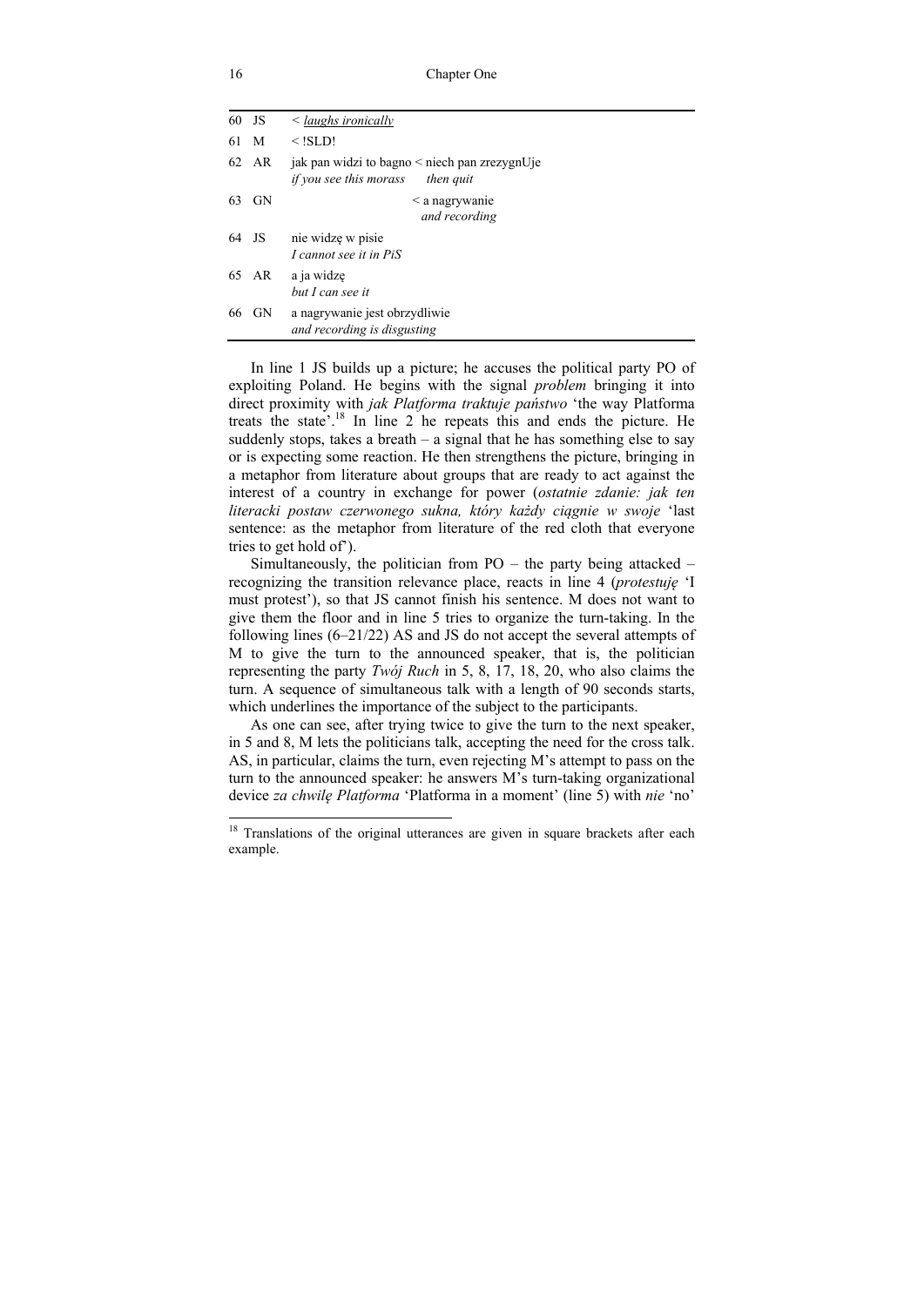| | | |
|---|---|---|
| 60 | JS | < <u>*laughs ironically*</u> |
| 61 | M | < !SLD! |
| 62 | AR | jak pan widzi to bagno < niech pan zrezygnUje<br>*if you see this morass then quit* |
| 63 | GN | < a nagrywanie<br>*and recording* |
| 64 | JS | nie widzę w pisie<br>*I cannot see it in PiS* |
| 65 | AR | a ja widzę<br>*but I can see it* |
| 66 | GN | a nagrywanie jest obrzydliwie<br>*and recording is disgusting* |

In line 1 JS builds up a picture; he accuses the political party PO of exploiting Poland. He begins with the signal *problem* bringing it into direct proximity with *jak Platforma traktuje państwo* 'the way Platforma treats the state'.[18] In line 2 he repeats this and ends the picture. He suddenly stops, takes a breath – a signal that he has something else to say or is expecting some reaction. He then strengthens the picture, bringing in a metaphor from literature about groups that are ready to act against the interest of a country in exchange for power (*ostatnie zdanie: jak ten literacki postaw czerwonego sukna, który każdy ciągnie w swoje* 'last sentence: as the metaphor from literature of the red cloth that everyone tries to get hold of').

Simultaneously, the politician from PO – the party being attacked – recognizing the transition relevance place, reacts in line 4 (*protestuję* 'I must protest'), so that JS cannot finish his sentence. M does not want to give them the floor and in line 5 tries to organize the turn-taking. In the following lines (6–21/22) AS and JS do not accept the several attempts of M to give the turn to the announced speaker, that is, the politician representing the party *Twój Ruch* in 5, 8, 17, 18, 20, who also claims the turn. A sequence of simultaneous talk with a length of 90 seconds starts, which underlines the importance of the subject to the participants.

As one can see, after trying twice to give the turn to the next speaker, in 5 and 8, M lets the politicians talk, accepting the need for the cross talk. AS, in particular, claims the turn, even rejecting M's attempt to pass on the turn to the announced speaker: he answers M's turn-taking organizational device *za chwilę Platforma* 'Platforma in a moment' (line 5) with *nie* 'no'

[18] Translations of the original utterances are given in square brackets after each example.